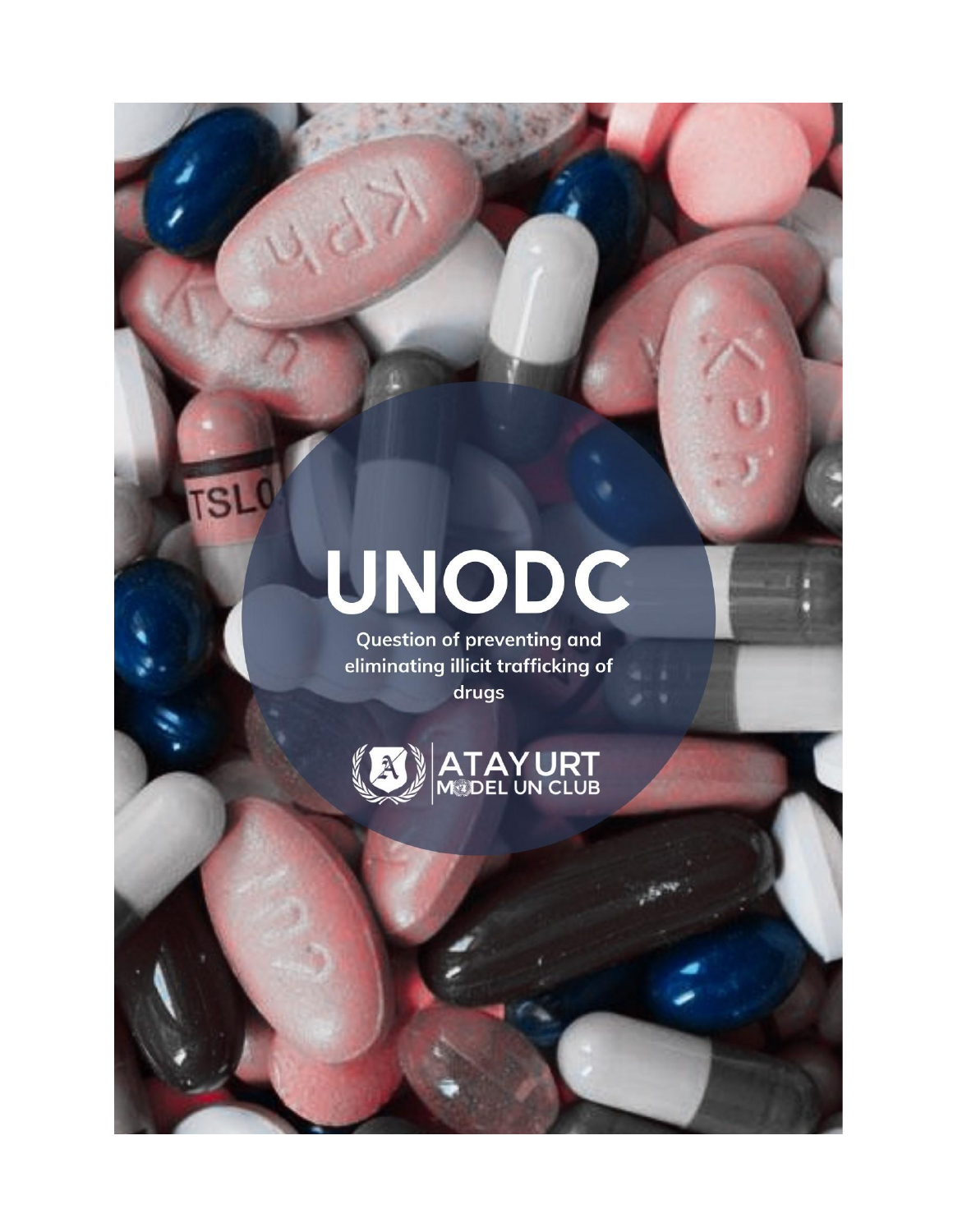# UNODC

**Question of preventing and eliminating illicit trafficking of drugs**

ATAYURT MODEL UN CLUB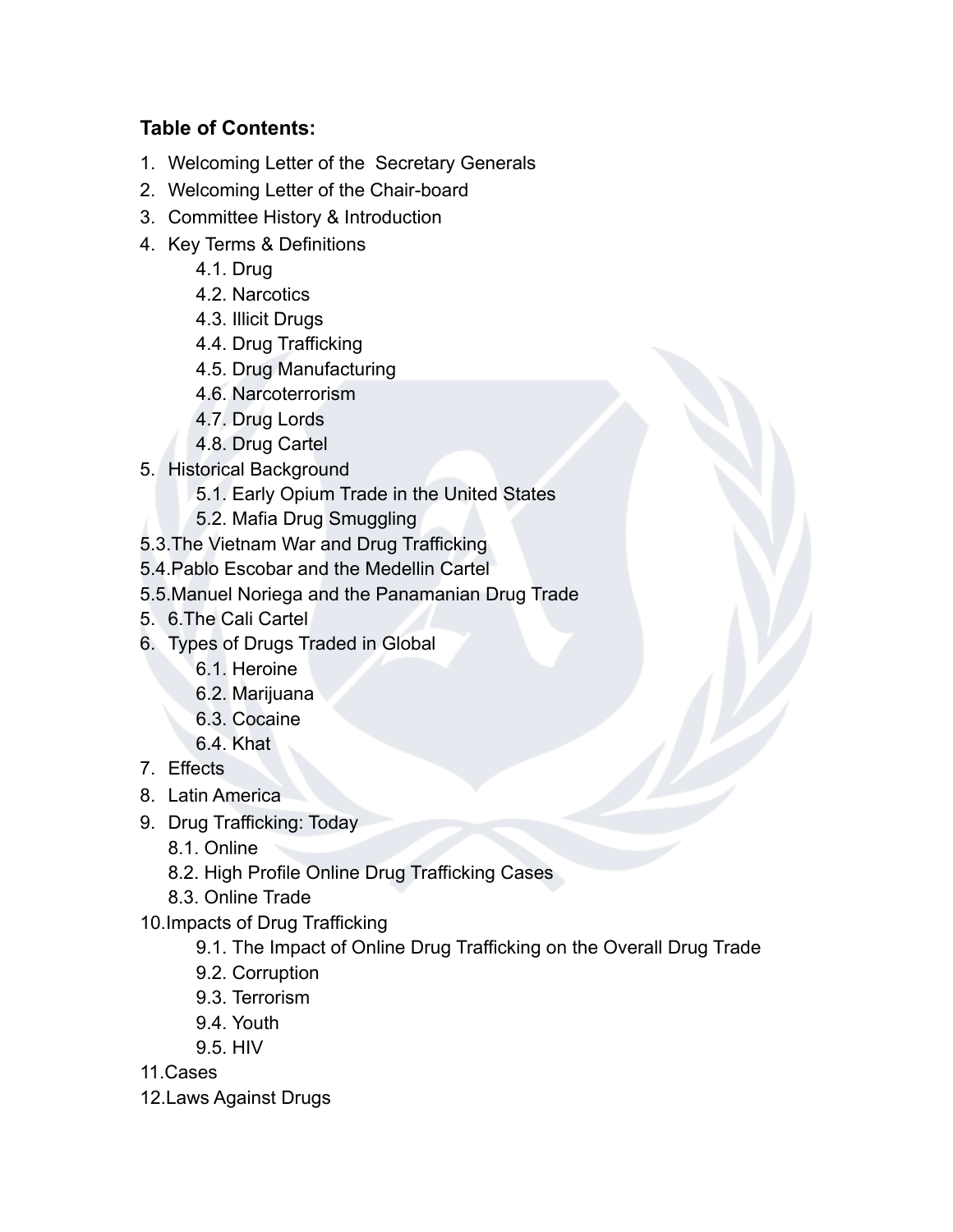**Table of Contents:**

1. Welcoming Letter of the  Secretary Generals
2. Welcoming Letter of the Chair-board
3. Committee History & Introduction
4. Key Terms & Definitions
    - 4.1. Drug
    - 4.2. Narcotics
    - 4.3. Illicit Drugs
    - 4.4. Drug Trafficking
    - 4.5. Drug Manufacturing
    - 4.6. Narcoterrorism
    - 4.7. Drug Lords
    - 4.8. Drug Cartel
5. Historical Background
    - 5.1. Early Opium Trade in the United States
    - 5.2. Mafia Drug Smuggling

5.3.The Vietnam War and Drug Trafficking

5.4.Pablo Escobar and the Medellin Cartel

5.5.Manuel Noriega and the Panamanian Drug Trade

5. 6.The Cali Cartel

6. Types of Drugs Traded in Global
    - 6.1. Heroine
    - 6.2. Marijuana
    - 6.3. Cocaine
    - 6.4. Khat
7. Effects
8. Latin America
9. Drug Trafficking: Today
    - 8.1. Online
    - 8.2. High Profile Online Drug Trafficking Cases
    - 8.3. Online Trade

10.Impacts of Drug Trafficking

- 9.1. The Impact of Online Drug Trafficking on the Overall Drug Trade
- 9.2. Corruption
- 9.3. Terrorism
- 9.4. Youth
- 9.5. HIV

11.Cases

12.Laws Against Drugs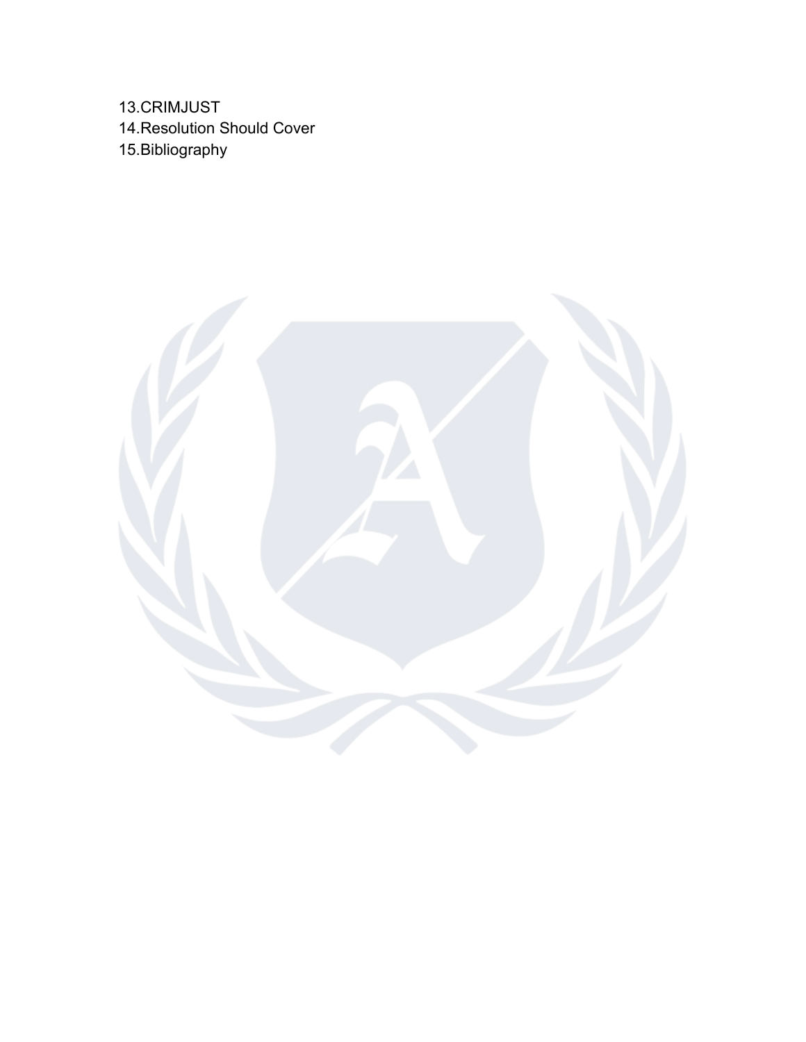13.CRIMJUST
14.Resolution Should Cover
15.Bibliography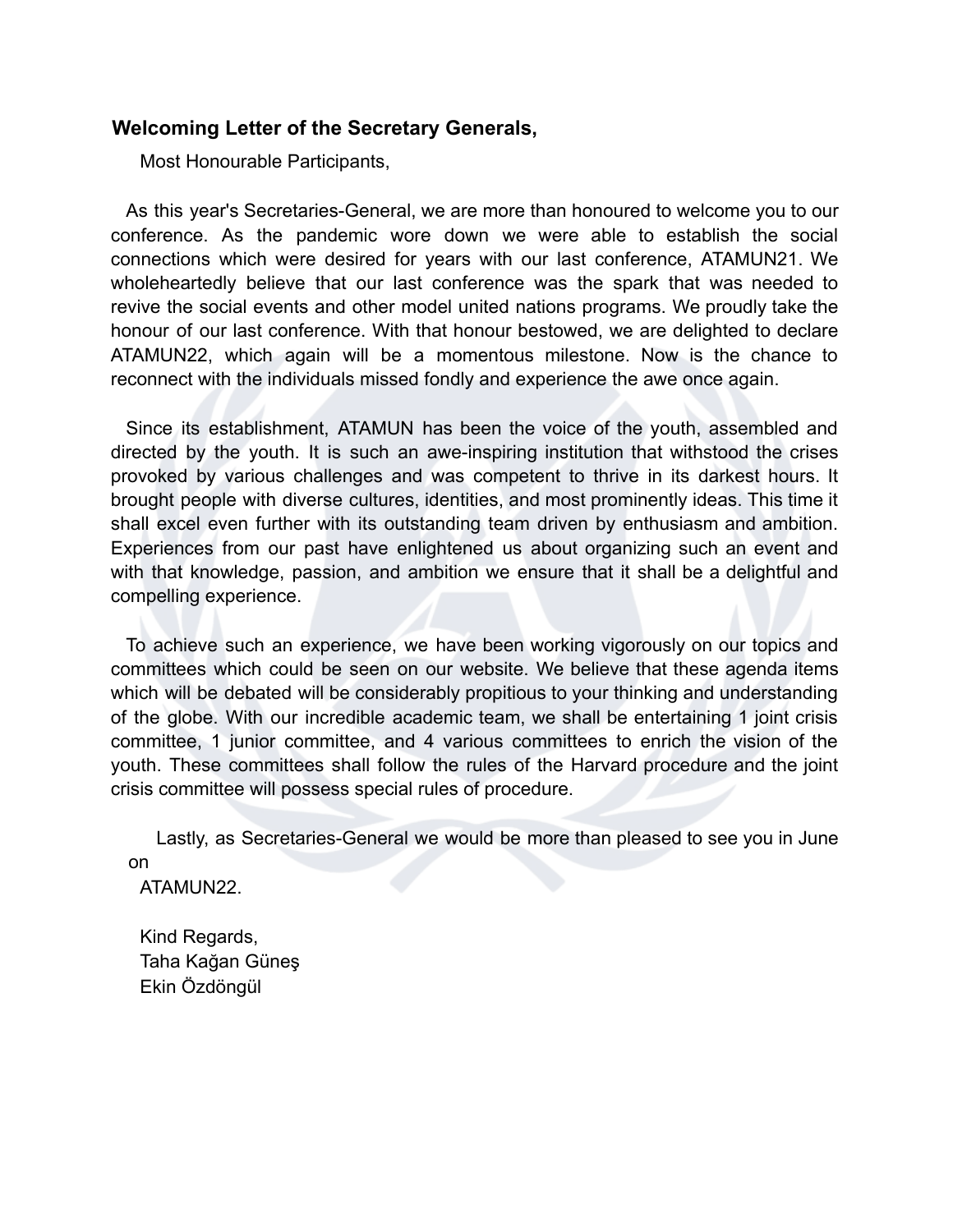## Welcoming Letter of the Secretary Generals,

Most Honourable Participants,

As this year's Secretaries-General, we are more than honoured to welcome you to our conference. As the pandemic wore down we were able to establish the social connections which were desired for years with our last conference, ATAMUN21. We wholeheartedly believe that our last conference was the spark that was needed to revive the social events and other model united nations programs. We proudly take the honour of our last conference. With that honour bestowed, we are delighted to declare ATAMUN22, which again will be a momentous milestone. Now is the chance to reconnect with the individuals missed fondly and experience the awe once again.

Since its establishment, ATAMUN has been the voice of the youth, assembled and directed by the youth. It is such an awe-inspiring institution that withstood the crises provoked by various challenges and was competent to thrive in its darkest hours. It brought people with diverse cultures, identities, and most prominently ideas. This time it shall excel even further with its outstanding team driven by enthusiasm and ambition. Experiences from our past have enlightened us about organizing such an event and with that knowledge, passion, and ambition we ensure that it shall be a delightful and compelling experience.

To achieve such an experience, we have been working vigorously on our topics and committees which could be seen on our website. We believe that these agenda items which will be debated will be considerably propitious to your thinking and understanding of the globe. With our incredible academic team, we shall be entertaining 1 joint crisis committee, 1 junior committee, and 4 various committees to enrich the vision of the youth. These committees shall follow the rules of the Harvard procedure and the joint crisis committee will possess special rules of procedure.

Lastly, as Secretaries-General we would be more than pleased to see you in June on ATAMUN22.

Kind Regards,
Taha Kağan Güneş
Ekin Özdöngül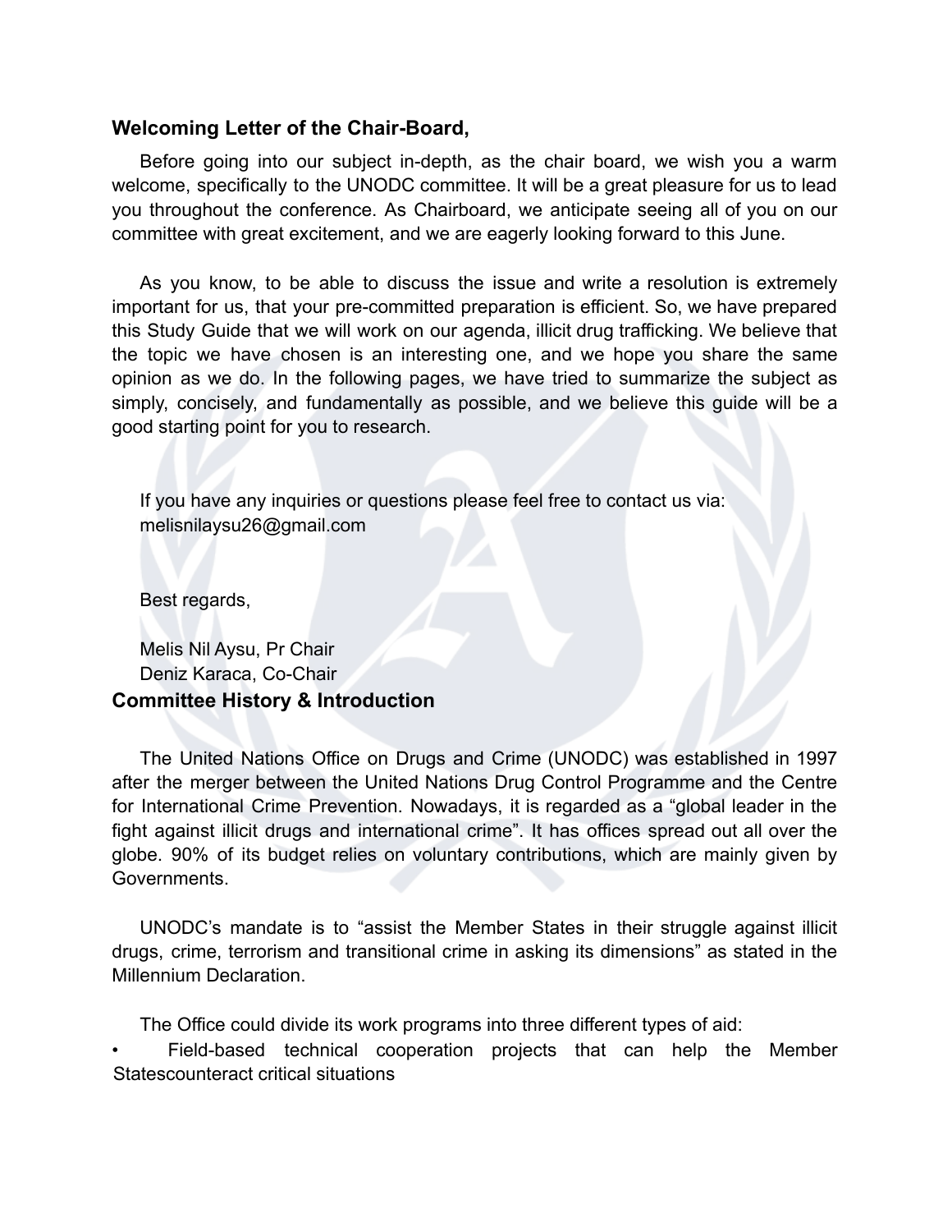## Welcoming Letter of the Chair-Board,

Before going into our subject in-depth, as the chair board, we wish you a warm welcome, specifically to the UNODC committee. It will be a great pleasure for us to lead you throughout the conference. As Chairboard, we anticipate seeing all of you on our committee with great excitement, and we are eagerly looking forward to this June.

As you know, to be able to discuss the issue and write a resolution is extremely important for us, that your pre-committed preparation is efficient. So, we have prepared this Study Guide that we will work on our agenda, illicit drug trafficking. We believe that the topic we have chosen is an interesting one, and we hope you share the same opinion as we do. In the following pages, we have tried to summarize the subject as simply, concisely, and fundamentally as possible, and we believe this guide will be a good starting point for you to research.

If you have any inquiries or questions please feel free to contact us via:
melisnilaysu26@gmail.com

Best regards,

Melis Nil Aysu, Pr Chair
Deniz Karaca, Co-Chair

## Committee History & Introduction

The United Nations Office on Drugs and Crime (UNODC) was established in 1997 after the merger between the United Nations Drug Control Programme and the Centre for International Crime Prevention. Nowadays, it is regarded as a "global leader in the fight against illicit drugs and international crime". It has offices spread out all over the globe. 90% of its budget relies on voluntary contributions, which are mainly given by Governments.

UNODC's mandate is to "assist the Member States in their struggle against illicit drugs, crime, terrorism and transitional crime in asking its dimensions" as stated in the Millennium Declaration.

The Office could divide its work programs into three different types of aid:

- Field-based technical cooperation projects that can help the Member Statescounteract critical situations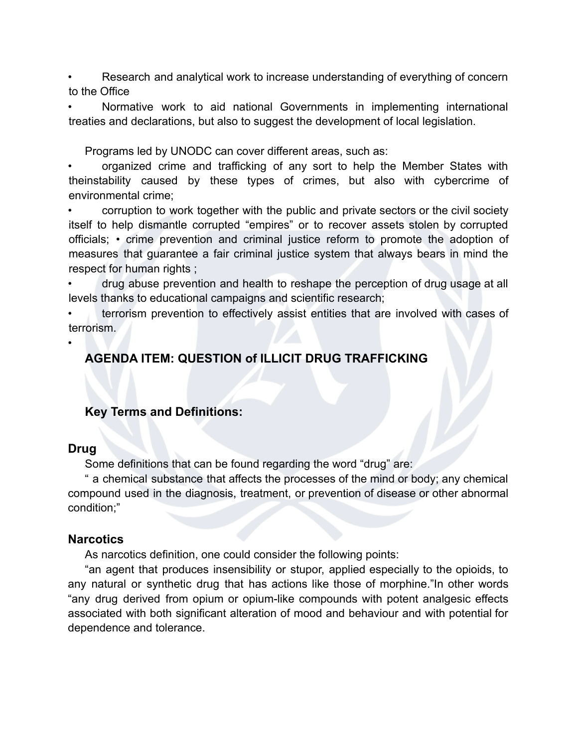- Research and analytical work to increase understanding of everything of concern to the Office
- Normative work to aid national Governments in implementing international treaties and declarations, but also to suggest the development of local legislation.

Programs led by UNODC can cover different areas, such as:

- organized crime and trafficking of any sort to help the Member States with theinstability caused by these types of crimes, but also with cybercrime of environmental crime;
- corruption to work together with the public and private sectors or the civil society itself to help dismantle corrupted "empires" or to recover assets stolen by corrupted officials; • crime prevention and criminal justice reform to promote the adoption of measures that guarantee a fair criminal justice system that always bears in mind the respect for human rights ;
- drug abuse prevention and health to reshape the perception of drug usage at all levels thanks to educational campaigns and scientific research;
- terrorism prevention to effectively assist entities that are involved with cases of terrorism.
- 

## AGENDA ITEM: QUESTION of ILLICIT DRUG TRAFFICKING

### Key Terms and Definitions:

### Drug

Some definitions that can be found regarding the word "drug" are:

" a chemical substance that affects the processes of the mind or body; any chemical compound used in the diagnosis, treatment, or prevention of disease or other abnormal condition;"

### Narcotics

As narcotics definition, one could consider the following points:

"an agent that produces insensibility or stupor, applied especially to the opioids, to any natural or synthetic drug that has actions like those of morphine."In other words "any drug derived from opium or opium-like compounds with potent analgesic effects associated with both significant alteration of mood and behaviour and with potential for dependence and tolerance.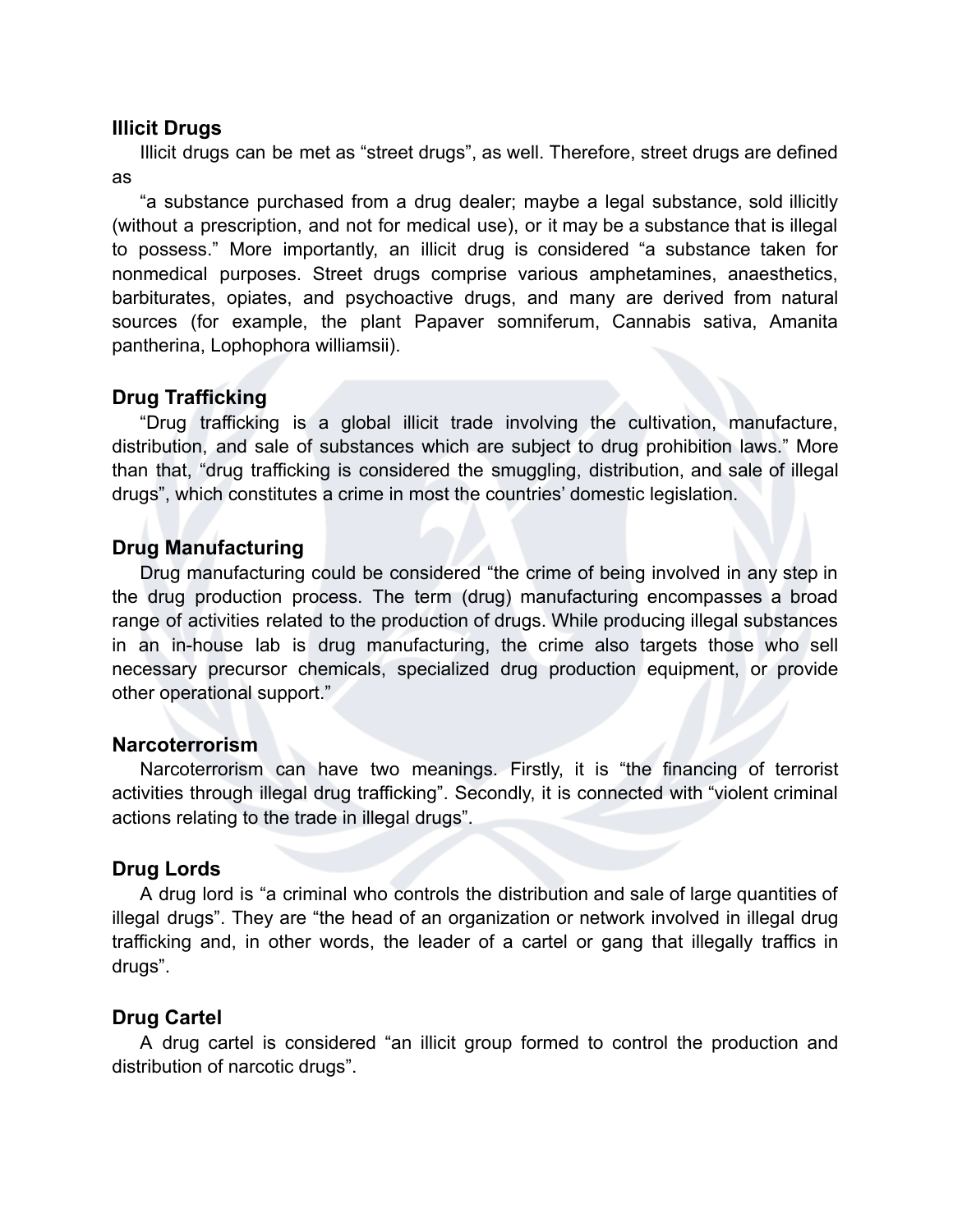### Illicit Drugs

Illicit drugs can be met as “street drugs”, as well. Therefore, street drugs are defined as

“a substance purchased from a drug dealer; maybe a legal substance, sold illicitly (without a prescription, and not for medical use), or it may be a substance that is illegal to possess.” More importantly, an illicit drug is considered “a substance taken for nonmedical purposes. Street drugs comprise various amphetamines, anaesthetics, barbiturates, opiates, and psychoactive drugs, and many are derived from natural sources (for example, the plant Papaver somniferum, Cannabis sativa, Amanita pantherina, Lophophora williamsii).

### Drug Trafficking

“Drug trafficking is a global illicit trade involving the cultivation, manufacture, distribution, and sale of substances which are subject to drug prohibition laws.” More than that, “drug trafficking is considered the smuggling, distribution, and sale of illegal drugs”, which constitutes a crime in most the countries’ domestic legislation.

### Drug Manufacturing

Drug manufacturing could be considered “the crime of being involved in any step in the drug production process. The term (drug) manufacturing encompasses a broad range of activities related to the production of drugs. While producing illegal substances in an in-house lab is drug manufacturing, the crime also targets those who sell necessary precursor chemicals, specialized drug production equipment, or provide other operational support.”

### Narcoterrorism

Narcoterrorism can have two meanings. Firstly, it is “the financing of terrorist activities through illegal drug trafficking”. Secondly, it is connected with “violent criminal actions relating to the trade in illegal drugs”.

### Drug Lords

A drug lord is “a criminal who controls the distribution and sale of large quantities of illegal drugs”. They are “the head of an organization or network involved in illegal drug trafficking and, in other words, the leader of a cartel or gang that illegally traffics in drugs”.

### Drug Cartel

A drug cartel is considered “an illicit group formed to control the production and distribution of narcotic drugs”.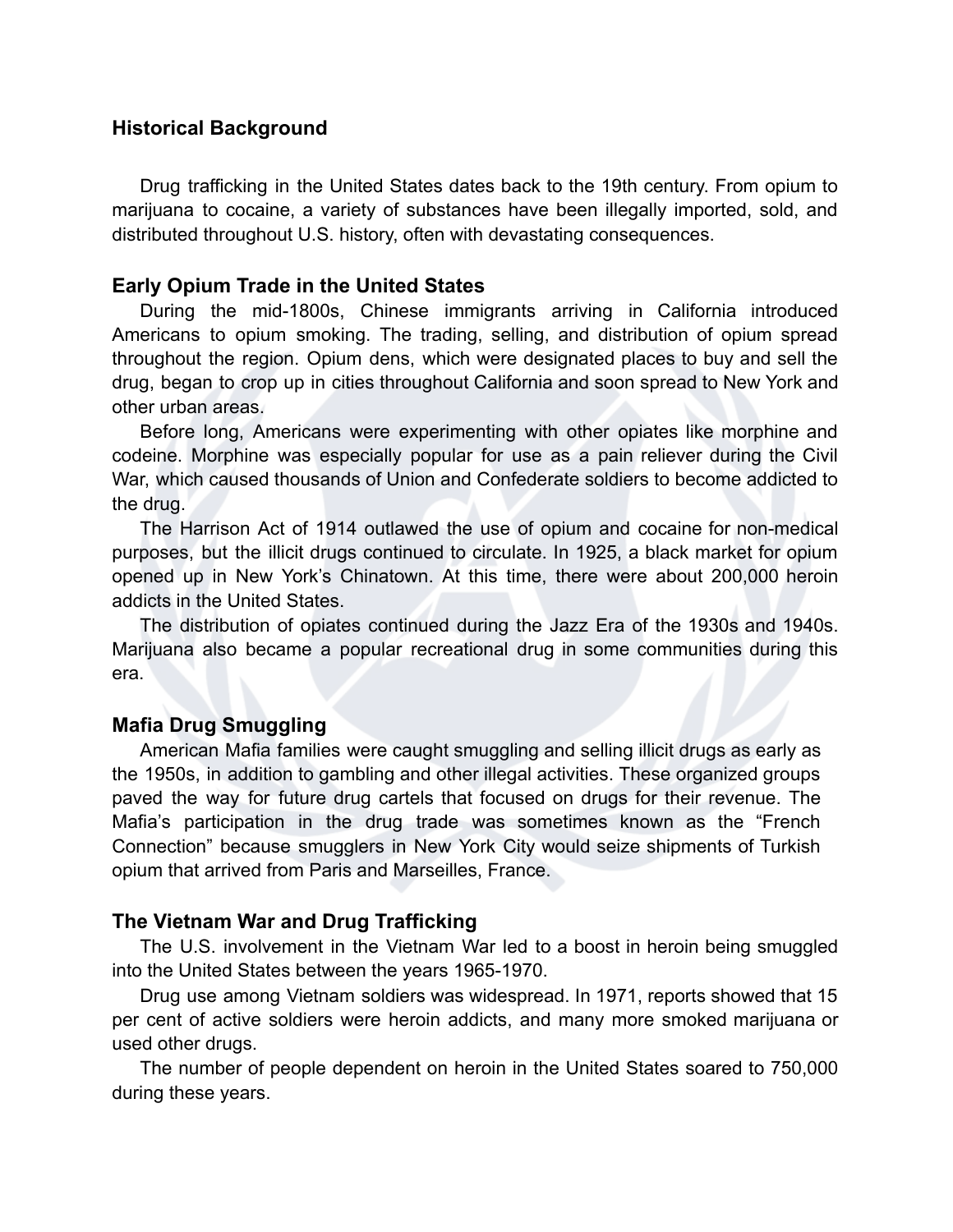## Historical Background

Drug trafficking in the United States dates back to the 19th century. From opium to marijuana to cocaine, a variety of substances have been illegally imported, sold, and distributed throughout U.S. history, often with devastating consequences.

### Early Opium Trade in the United States

During the mid-1800s, Chinese immigrants arriving in California introduced Americans to opium smoking. The trading, selling, and distribution of opium spread throughout the region. Opium dens, which were designated places to buy and sell the drug, began to crop up in cities throughout California and soon spread to New York and other urban areas.

Before long, Americans were experimenting with other opiates like morphine and codeine. Morphine was especially popular for use as a pain reliever during the Civil War, which caused thousands of Union and Confederate soldiers to become addicted to the drug.

The Harrison Act of 1914 outlawed the use of opium and cocaine for non-medical purposes, but the illicit drugs continued to circulate. In 1925, a black market for opium opened up in New York's Chinatown. At this time, there were about 200,000 heroin addicts in the United States.

The distribution of opiates continued during the Jazz Era of the 1930s and 1940s. Marijuana also became a popular recreational drug in some communities during this era.

### Mafia Drug Smuggling

American Mafia families were caught smuggling and selling illicit drugs as early as the 1950s, in addition to gambling and other illegal activities. These organized groups paved the way for future drug cartels that focused on drugs for their revenue. The Mafia's participation in the drug trade was sometimes known as the "French Connection" because smugglers in New York City would seize shipments of Turkish opium that arrived from Paris and Marseilles, France.

### The Vietnam War and Drug Trafficking

The U.S. involvement in the Vietnam War led to a boost in heroin being smuggled into the United States between the years 1965-1970.

Drug use among Vietnam soldiers was widespread. In 1971, reports showed that 15 per cent of active soldiers were heroin addicts, and many more smoked marijuana or used other drugs.

The number of people dependent on heroin in the United States soared to 750,000 during these years.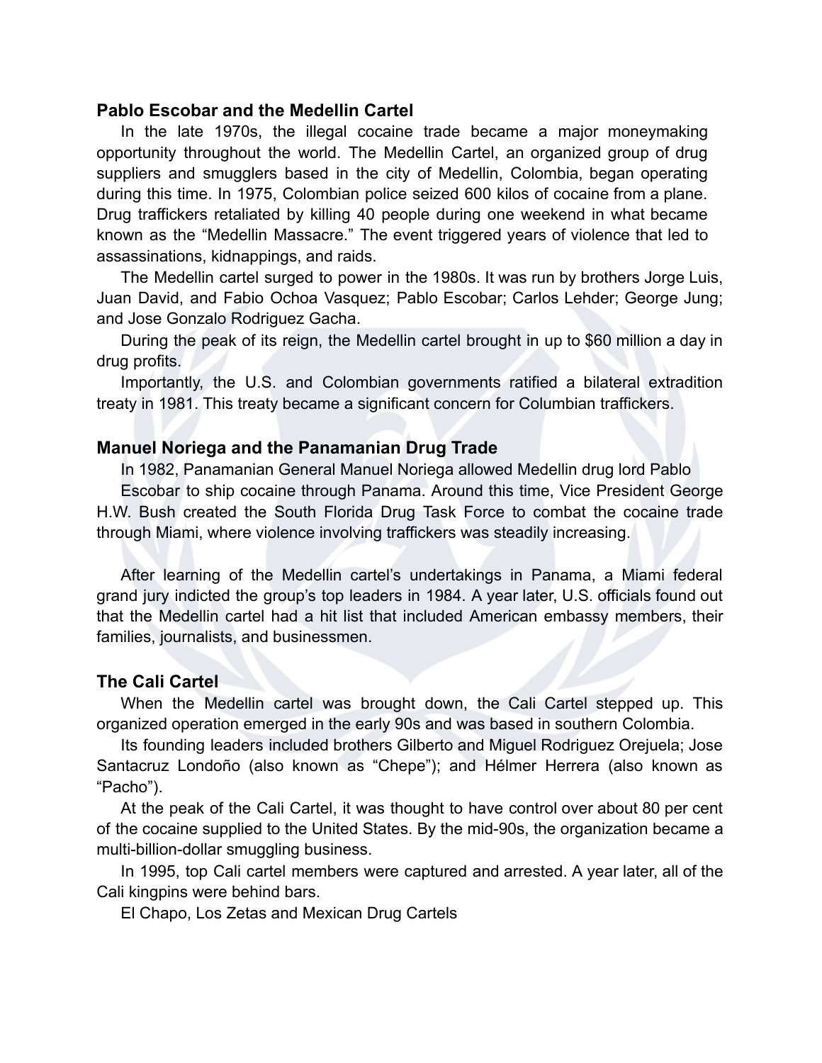### Pablo Escobar and the Medellin Cartel

In the late 1970s, the illegal cocaine trade became a major moneymaking opportunity throughout the world. The Medellin Cartel, an organized group of drug suppliers and smugglers based in the city of Medellin, Colombia, began operating during this time. In 1975, Colombian police seized 600 kilos of cocaine from a plane. Drug traffickers retaliated by killing 40 people during one weekend in what became known as the "Medellin Massacre." The event triggered years of violence that led to assassinations, kidnappings, and raids.

The Medellin cartel surged to power in the 1980s. It was run by brothers Jorge Luis, Juan David, and Fabio Ochoa Vasquez; Pablo Escobar; Carlos Lehder; George Jung; and Jose Gonzalo Rodriguez Gacha.

During the peak of its reign, the Medellin cartel brought in up to $60 million a day in drug profits.

Importantly, the U.S. and Colombian governments ratified a bilateral extradition treaty in 1981. This treaty became a significant concern for Columbian traffickers.

### Manuel Noriega and the Panamanian Drug Trade

In 1982, Panamanian General Manuel Noriega allowed Medellin drug lord Pablo Escobar to ship cocaine through Panama. Around this time, Vice President George H.W. Bush created the South Florida Drug Task Force to combat the cocaine trade through Miami, where violence involving traffickers was steadily increasing.

After learning of the Medellin cartel's undertakings in Panama, a Miami federal grand jury indicted the group's top leaders in 1984. A year later, U.S. officials found out that the Medellin cartel had a hit list that included American embassy members, their families, journalists, and businessmen.

### The Cali Cartel

When the Medellin cartel was brought down, the Cali Cartel stepped up. This organized operation emerged in the early 90s and was based in southern Colombia.

Its founding leaders included brothers Gilberto and Miguel Rodriguez Orejuela; Jose Santacruz Londoño (also known as "Chepe"); and Hélmer Herrera (also known as "Pacho").

At the peak of the Cali Cartel, it was thought to have control over about 80 per cent of the cocaine supplied to the United States. By the mid-90s, the organization became a multi-billion-dollar smuggling business.

In 1995, top Cali cartel members were captured and arrested. A year later, all of the Cali kingpins were behind bars.

El Chapo, Los Zetas and Mexican Drug Cartels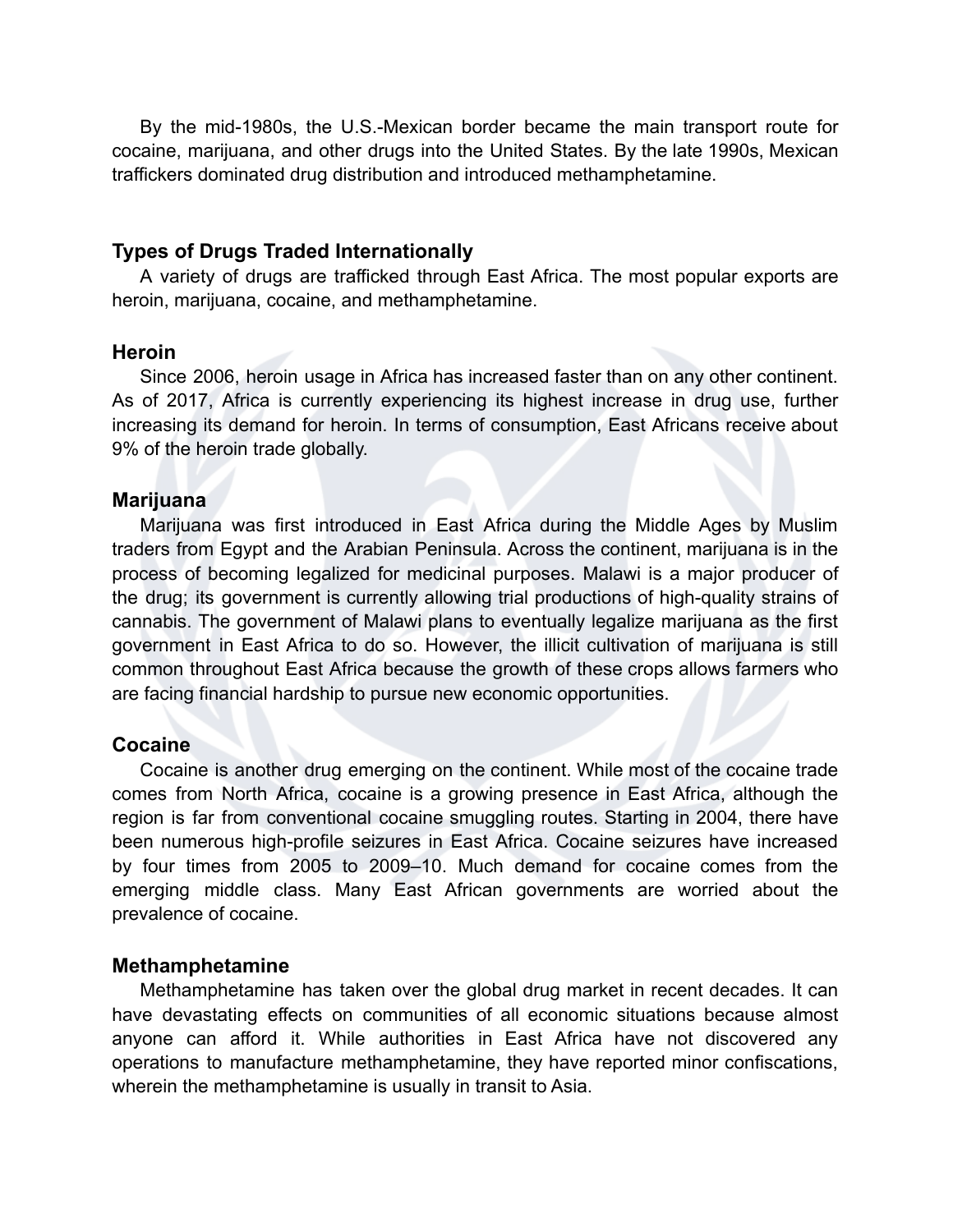By the mid-1980s, the U.S.-Mexican border became the main transport route for cocaine, marijuana, and other drugs into the United States. By the late 1990s, Mexican traffickers dominated drug distribution and introduced methamphetamine.

## Types of Drugs Traded Internationally

A variety of drugs are trafficked through East Africa. The most popular exports are heroin, marijuana, cocaine, and methamphetamine.

### Heroin

Since 2006, heroin usage in Africa has increased faster than on any other continent. As of 2017, Africa is currently experiencing its highest increase in drug use, further increasing its demand for heroin. In terms of consumption, East Africans receive about 9% of the heroin trade globally.

### Marijuana

Marijuana was first introduced in East Africa during the Middle Ages by Muslim traders from Egypt and the Arabian Peninsula. Across the continent, marijuana is in the process of becoming legalized for medicinal purposes. Malawi is a major producer of the drug; its government is currently allowing trial productions of high-quality strains of cannabis. The government of Malawi plans to eventually legalize marijuana as the first government in East Africa to do so. However, the illicit cultivation of marijuana is still common throughout East Africa because the growth of these crops allows farmers who are facing financial hardship to pursue new economic opportunities.

### Cocaine

Cocaine is another drug emerging on the continent. While most of the cocaine trade comes from North Africa, cocaine is a growing presence in East Africa, although the region is far from conventional cocaine smuggling routes. Starting in 2004, there have been numerous high-profile seizures in East Africa. Cocaine seizures have increased by four times from 2005 to 2009–10. Much demand for cocaine comes from the emerging middle class. Many East African governments are worried about the prevalence of cocaine.

### Methamphetamine

Methamphetamine has taken over the global drug market in recent decades. It can have devastating effects on communities of all economic situations because almost anyone can afford it. While authorities in East Africa have not discovered any operations to manufacture methamphetamine, they have reported minor confiscations, wherein the methamphetamine is usually in transit to Asia.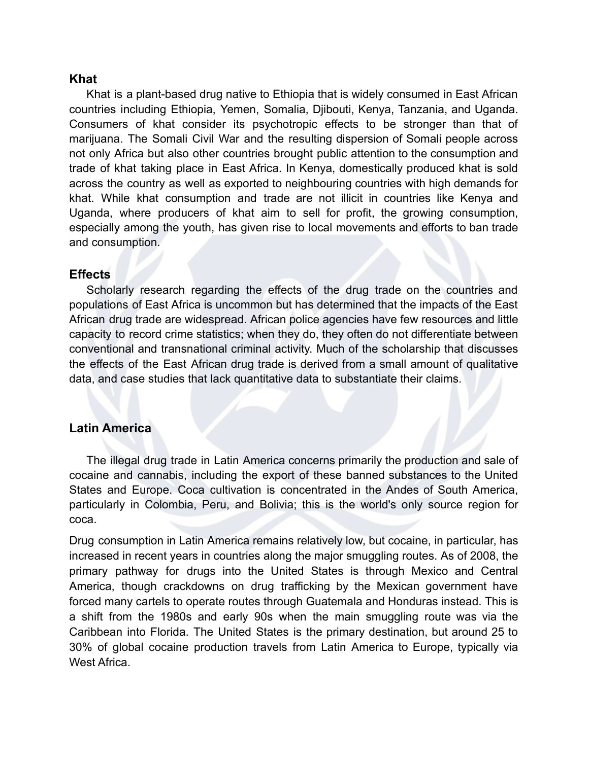### Khat

Khat is a plant-based drug native to Ethiopia that is widely consumed in East African countries including Ethiopia, Yemen, Somalia, Djibouti, Kenya, Tanzania, and Uganda. Consumers of khat consider its psychotropic effects to be stronger than that of marijuana. The Somali Civil War and the resulting dispersion of Somali people across not only Africa but also other countries brought public attention to the consumption and trade of khat taking place in East Africa. In Kenya, domestically produced khat is sold across the country as well as exported to neighbouring countries with high demands for khat. While khat consumption and trade are not illicit in countries like Kenya and Uganda, where producers of khat aim to sell for profit, the growing consumption, especially among the youth, has given rise to local movements and efforts to ban trade and consumption.

### Effects

Scholarly research regarding the effects of the drug trade on the countries and populations of East Africa is uncommon but has determined that the impacts of the East African drug trade are widespread. African police agencies have few resources and little capacity to record crime statistics; when they do, they often do not differentiate between conventional and transnational criminal activity. Much of the scholarship that discusses the effects of the East African drug trade is derived from a small amount of qualitative data, and case studies that lack quantitative data to substantiate their claims.

### Latin America

The illegal drug trade in Latin America concerns primarily the production and sale of cocaine and cannabis, including the export of these banned substances to the United States and Europe. Coca cultivation is concentrated in the Andes of South America, particularly in Colombia, Peru, and Bolivia; this is the world's only source region for coca.

Drug consumption in Latin America remains relatively low, but cocaine, in particular, has increased in recent years in countries along the major smuggling routes. As of 2008, the primary pathway for drugs into the United States is through Mexico and Central America, though crackdowns on drug trafficking by the Mexican government have forced many cartels to operate routes through Guatemala and Honduras instead. This is a shift from the 1980s and early 90s when the main smuggling route was via the Caribbean into Florida. The United States is the primary destination, but around 25 to 30% of global cocaine production travels from Latin America to Europe, typically via West Africa.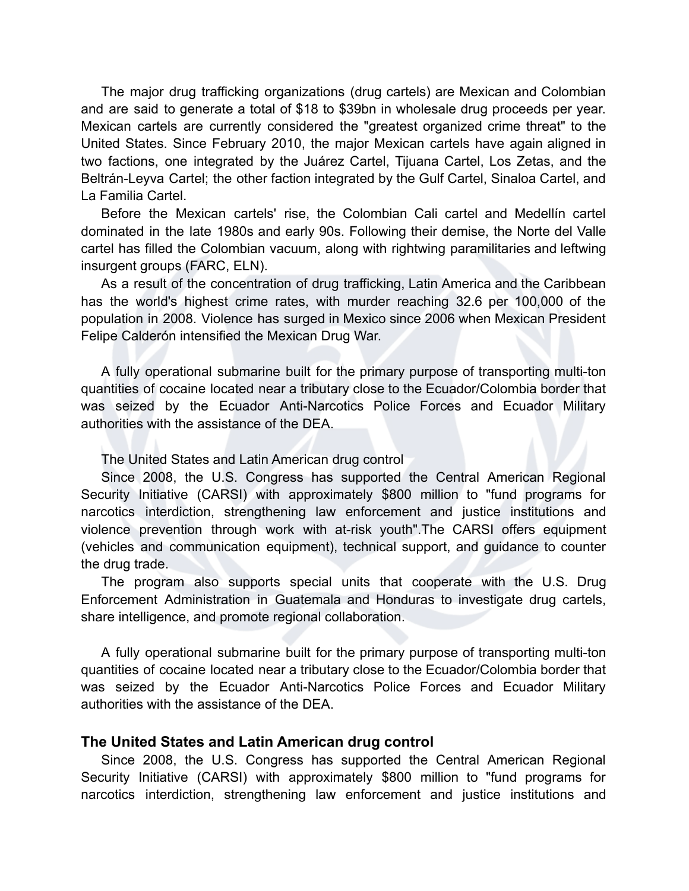The major drug trafficking organizations (drug cartels) are Mexican and Colombian and are said to generate a total of $18 to $39bn in wholesale drug proceeds per year. Mexican cartels are currently considered the "greatest organized crime threat" to the United States. Since February 2010, the major Mexican cartels have again aligned in two factions, one integrated by the Juárez Cartel, Tijuana Cartel, Los Zetas, and the Beltrán-Leyva Cartel; the other faction integrated by the Gulf Cartel, Sinaloa Cartel, and La Familia Cartel.

Before the Mexican cartels' rise, the Colombian Cali cartel and Medellín cartel dominated in the late 1980s and early 90s. Following their demise, the Norte del Valle cartel has filled the Colombian vacuum, along with rightwing paramilitaries and leftwing insurgent groups (FARC, ELN).

As a result of the concentration of drug trafficking, Latin America and the Caribbean has the world's highest crime rates, with murder reaching 32.6 per 100,000 of the population in 2008. Violence has surged in Mexico since 2006 when Mexican President Felipe Calderón intensified the Mexican Drug War.

A fully operational submarine built for the primary purpose of transporting multi-ton quantities of cocaine located near a tributary close to the Ecuador/Colombia border that was seized by the Ecuador Anti-Narcotics Police Forces and Ecuador Military authorities with the assistance of the DEA.

The United States and Latin American drug control

Since 2008, the U.S. Congress has supported the Central American Regional Security Initiative (CARSI) with approximately $800 million to "fund programs for narcotics interdiction, strengthening law enforcement and justice institutions and violence prevention through work with at-risk youth".The CARSI offers equipment (vehicles and communication equipment), technical support, and guidance to counter the drug trade.

The program also supports special units that cooperate with the U.S. Drug Enforcement Administration in Guatemala and Honduras to investigate drug cartels, share intelligence, and promote regional collaboration.

A fully operational submarine built for the primary purpose of transporting multi-ton quantities of cocaine located near a tributary close to the Ecuador/Colombia border that was seized by the Ecuador Anti-Narcotics Police Forces and Ecuador Military authorities with the assistance of the DEA.

### The United States and Latin American drug control

Since 2008, the U.S. Congress has supported the Central American Regional Security Initiative (CARSI) with approximately $800 million to "fund programs for narcotics interdiction, strengthening law enforcement and justice institutions and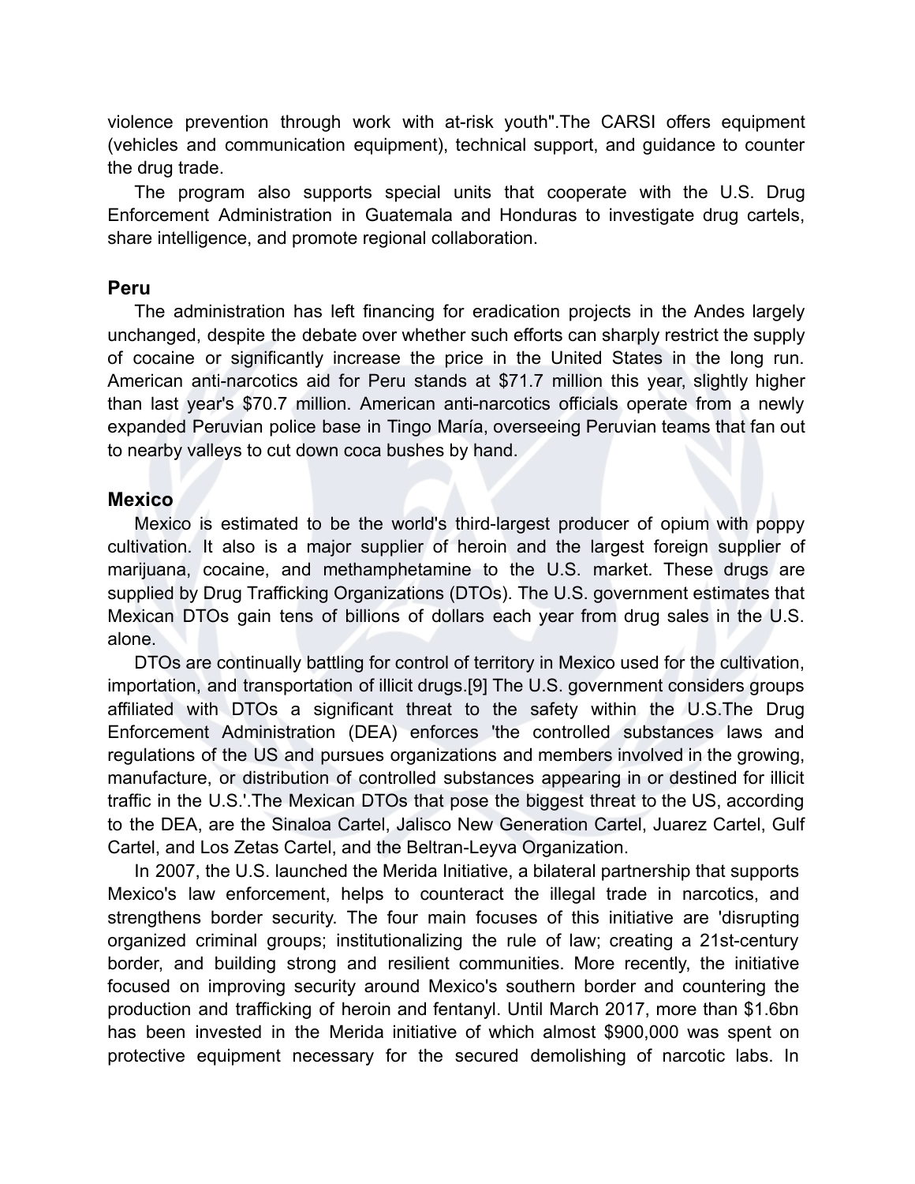violence prevention through work with at-risk youth".The CARSI offers equipment (vehicles and communication equipment), technical support, and guidance to counter the drug trade.

The program also supports special units that cooperate with the U.S. Drug Enforcement Administration in Guatemala and Honduras to investigate drug cartels, share intelligence, and promote regional collaboration.

### Peru

The administration has left financing for eradication projects in the Andes largely unchanged, despite the debate over whether such efforts can sharply restrict the supply of cocaine or significantly increase the price in the United States in the long run. American anti-narcotics aid for Peru stands at $71.7 million this year, slightly higher than last year's $70.7 million. American anti-narcotics officials operate from a newly expanded Peruvian police base in Tingo María, overseeing Peruvian teams that fan out to nearby valleys to cut down coca bushes by hand.

### Mexico

Mexico is estimated to be the world's third-largest producer of opium with poppy cultivation. It also is a major supplier of heroin and the largest foreign supplier of marijuana, cocaine, and methamphetamine to the U.S. market. These drugs are supplied by Drug Trafficking Organizations (DTOs). The U.S. government estimates that Mexican DTOs gain tens of billions of dollars each year from drug sales in the U.S. alone.

DTOs are continually battling for control of territory in Mexico used for the cultivation, importation, and transportation of illicit drugs.[9] The U.S. government considers groups affiliated with DTOs a significant threat to the safety within the U.S.The Drug Enforcement Administration (DEA) enforces 'the controlled substances laws and regulations of the US and pursues organizations and members involved in the growing, manufacture, or distribution of controlled substances appearing in or destined for illicit traffic in the U.S.'.The Mexican DTOs that pose the biggest threat to the US, according to the DEA, are the Sinaloa Cartel, Jalisco New Generation Cartel, Juarez Cartel, Gulf Cartel, and Los Zetas Cartel, and the Beltran-Leyva Organization.

In 2007, the U.S. launched the Merida Initiative, a bilateral partnership that supports Mexico's law enforcement, helps to counteract the illegal trade in narcotics, and strengthens border security. The four main focuses of this initiative are 'disrupting organized criminal groups; institutionalizing the rule of law; creating a 21st-century border, and building strong and resilient communities. More recently, the initiative focused on improving security around Mexico's southern border and countering the production and trafficking of heroin and fentanyl. Until March 2017, more than $1.6bn has been invested in the Merida initiative of which almost $900,000 was spent on protective equipment necessary for the secured demolishing of narcotic labs. In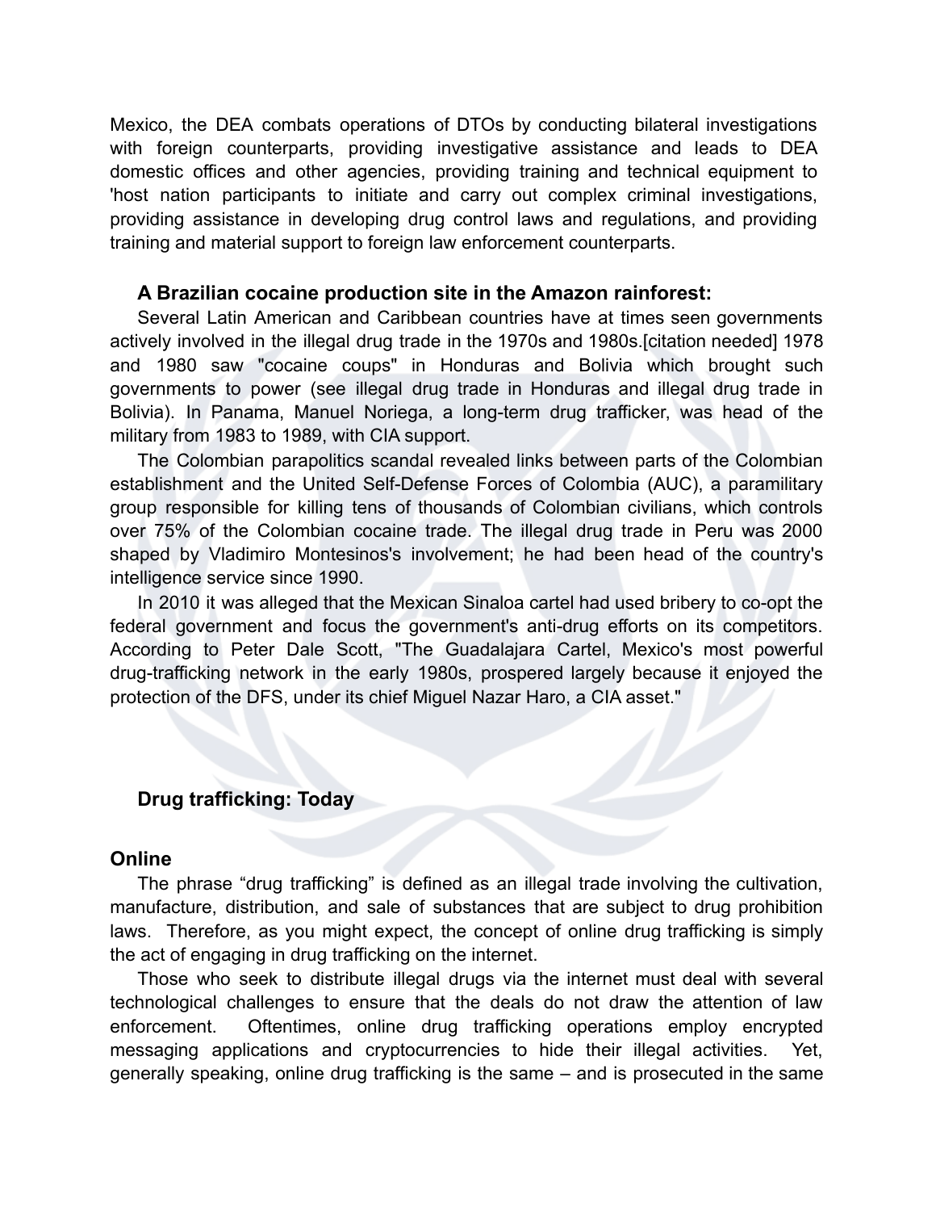Mexico, the DEA combats operations of DTOs by conducting bilateral investigations with foreign counterparts, providing investigative assistance and leads to DEA domestic offices and other agencies, providing training and technical equipment to 'host nation participants to initiate and carry out complex criminal investigations, providing assistance in developing drug control laws and regulations, and providing training and material support to foreign law enforcement counterparts.

### A Brazilian cocaine production site in the Amazon rainforest:

Several Latin American and Caribbean countries have at times seen governments actively involved in the illegal drug trade in the 1970s and 1980s.[citation needed] 1978 and 1980 saw "cocaine coups" in Honduras and Bolivia which brought such governments to power (see illegal drug trade in Honduras and illegal drug trade in Bolivia). In Panama, Manuel Noriega, a long-term drug trafficker, was head of the military from 1983 to 1989, with CIA support.

The Colombian parapolitics scandal revealed links between parts of the Colombian establishment and the United Self-Defense Forces of Colombia (AUC), a paramilitary group responsible for killing tens of thousands of Colombian civilians, which controls over 75% of the Colombian cocaine trade. The illegal drug trade in Peru was 2000 shaped by Vladimiro Montesinos's involvement; he had been head of the country's intelligence service since 1990.

In 2010 it was alleged that the Mexican Sinaloa cartel had used bribery to co-opt the federal government and focus the government's anti-drug efforts on its competitors. According to Peter Dale Scott, "The Guadalajara Cartel, Mexico's most powerful drug-trafficking network in the early 1980s, prospered largely because it enjoyed the protection of the DFS, under its chief Miguel Nazar Haro, a CIA asset."

### Drug trafficking: Today

## Online

The phrase “drug trafficking” is defined as an illegal trade involving the cultivation, manufacture, distribution, and sale of substances that are subject to drug prohibition laws. Therefore, as you might expect, the concept of online drug trafficking is simply the act of engaging in drug trafficking on the internet.

Those who seek to distribute illegal drugs via the internet must deal with several technological challenges to ensure that the deals do not draw the attention of law enforcement. Oftentimes, online drug trafficking operations employ encrypted messaging applications and cryptocurrencies to hide their illegal activities. Yet, generally speaking, online drug trafficking is the same – and is prosecuted in the same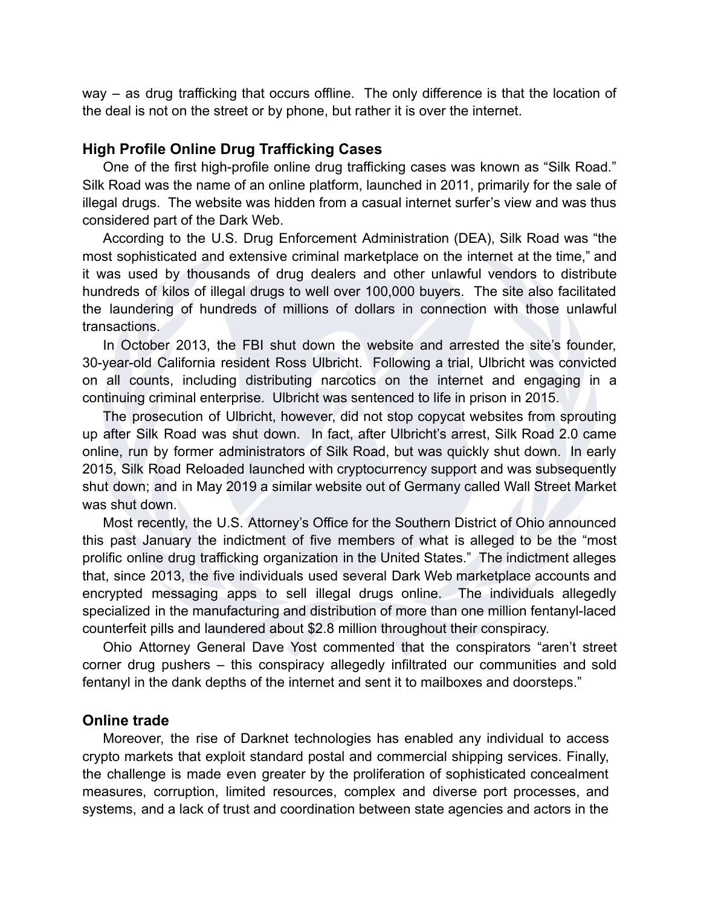way – as drug trafficking that occurs offline. The only difference is that the location of the deal is not on the street or by phone, but rather it is over the internet.

### High Profile Online Drug Trafficking Cases

One of the first high-profile online drug trafficking cases was known as "Silk Road." Silk Road was the name of an online platform, launched in 2011, primarily for the sale of illegal drugs. The website was hidden from a casual internet surfer's view and was thus considered part of the Dark Web.

According to the U.S. Drug Enforcement Administration (DEA), Silk Road was "the most sophisticated and extensive criminal marketplace on the internet at the time," and it was used by thousands of drug dealers and other unlawful vendors to distribute hundreds of kilos of illegal drugs to well over 100,000 buyers. The site also facilitated the laundering of hundreds of millions of dollars in connection with those unlawful transactions.

In October 2013, the FBI shut down the website and arrested the site's founder, 30-year-old California resident Ross Ulbricht. Following a trial, Ulbricht was convicted on all counts, including distributing narcotics on the internet and engaging in a continuing criminal enterprise. Ulbricht was sentenced to life in prison in 2015.

The prosecution of Ulbricht, however, did not stop copycat websites from sprouting up after Silk Road was shut down. In fact, after Ulbricht's arrest, Silk Road 2.0 came online, run by former administrators of Silk Road, but was quickly shut down. In early 2015, Silk Road Reloaded launched with cryptocurrency support and was subsequently shut down; and in May 2019 a similar website out of Germany called Wall Street Market was shut down.

Most recently, the U.S. Attorney's Office for the Southern District of Ohio announced this past January the indictment of five members of what is alleged to be the "most prolific online drug trafficking organization in the United States." The indictment alleges that, since 2013, the five individuals used several Dark Web marketplace accounts and encrypted messaging apps to sell illegal drugs online. The individuals allegedly specialized in the manufacturing and distribution of more than one million fentanyl-laced counterfeit pills and laundered about $2.8 million throughout their conspiracy.

Ohio Attorney General Dave Yost commented that the conspirators "aren't street corner drug pushers – this conspiracy allegedly infiltrated our communities and sold fentanyl in the dank depths of the internet and sent it to mailboxes and doorsteps."

### Online trade

Moreover, the rise of Darknet technologies has enabled any individual to access crypto markets that exploit standard postal and commercial shipping services. Finally, the challenge is made even greater by the proliferation of sophisticated concealment measures, corruption, limited resources, complex and diverse port processes, and systems, and a lack of trust and coordination between state agencies and actors in the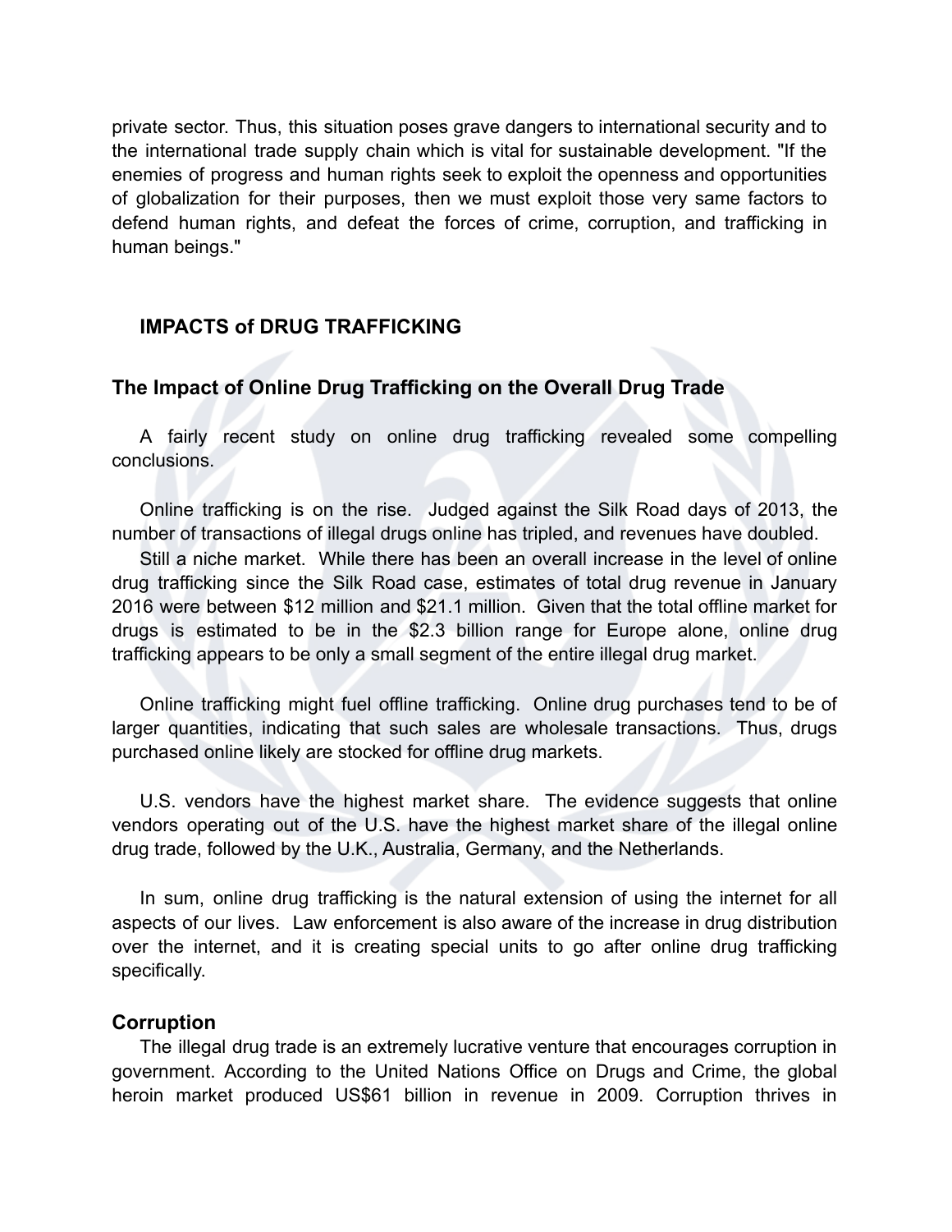private sector. Thus, this situation poses grave dangers to international security and to the international trade supply chain which is vital for sustainable development. "If the enemies of progress and human rights seek to exploit the openness and opportunities of globalization for their purposes, then we must exploit those very same factors to defend human rights, and defeat the forces of crime, corruption, and trafficking in human beings."

## IMPACTS of DRUG TRAFFICKING

### The Impact of Online Drug Trafficking on the Overall Drug Trade

A fairly recent study on online drug trafficking revealed some compelling conclusions.

Online trafficking is on the rise. Judged against the Silk Road days of 2013, the number of transactions of illegal drugs online has tripled, and revenues have doubled.

Still a niche market. While there has been an overall increase in the level of online drug trafficking since the Silk Road case, estimates of total drug revenue in January 2016 were between $12 million and $21.1 million. Given that the total offline market for drugs is estimated to be in the $2.3 billion range for Europe alone, online drug trafficking appears to be only a small segment of the entire illegal drug market.

Online trafficking might fuel offline trafficking. Online drug purchases tend to be of larger quantities, indicating that such sales are wholesale transactions. Thus, drugs purchased online likely are stocked for offline drug markets.

U.S. vendors have the highest market share. The evidence suggests that online vendors operating out of the U.S. have the highest market share of the illegal online drug trade, followed by the U.K., Australia, Germany, and the Netherlands.

In sum, online drug trafficking is the natural extension of using the internet for all aspects of our lives. Law enforcement is also aware of the increase in drug distribution over the internet, and it is creating special units to go after online drug trafficking specifically.

### Corruption

The illegal drug trade is an extremely lucrative venture that encourages corruption in government. According to the United Nations Office on Drugs and Crime, the global heroin market produced US$61 billion in revenue in 2009. Corruption thrives in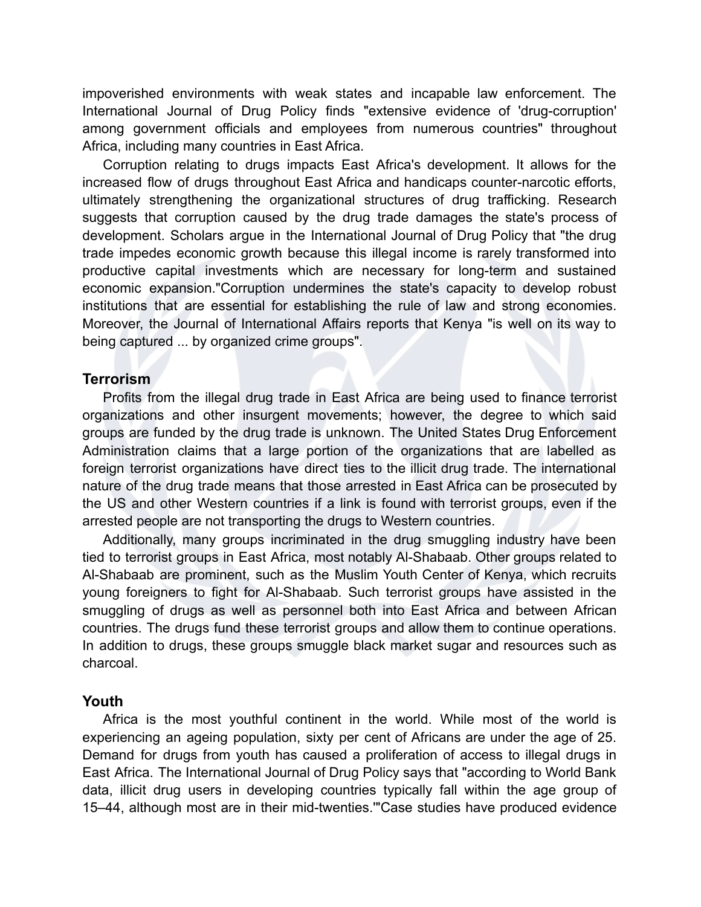impoverished environments with weak states and incapable law enforcement. The International Journal of Drug Policy finds "extensive evidence of 'drug-corruption' among government officials and employees from numerous countries" throughout Africa, including many countries in East Africa.

Corruption relating to drugs impacts East Africa's development. It allows for the increased flow of drugs throughout East Africa and handicaps counter-narcotic efforts, ultimately strengthening the organizational structures of drug trafficking. Research suggests that corruption caused by the drug trade damages the state's process of development. Scholars argue in the International Journal of Drug Policy that "the drug trade impedes economic growth because this illegal income is rarely transformed into productive capital investments which are necessary for long-term and sustained economic expansion."Corruption undermines the state's capacity to develop robust institutions that are essential for establishing the rule of law and strong economies. Moreover, the Journal of International Affairs reports that Kenya "is well on its way to being captured ... by organized crime groups".

### Terrorism

Profits from the illegal drug trade in East Africa are being used to finance terrorist organizations and other insurgent movements; however, the degree to which said groups are funded by the drug trade is unknown. The United States Drug Enforcement Administration claims that a large portion of the organizations that are labelled as foreign terrorist organizations have direct ties to the illicit drug trade. The international nature of the drug trade means that those arrested in East Africa can be prosecuted by the US and other Western countries if a link is found with terrorist groups, even if the arrested people are not transporting the drugs to Western countries.

Additionally, many groups incriminated in the drug smuggling industry have been tied to terrorist groups in East Africa, most notably Al-Shabaab. Other groups related to Al-Shabaab are prominent, such as the Muslim Youth Center of Kenya, which recruits young foreigners to fight for Al-Shabaab. Such terrorist groups have assisted in the smuggling of drugs as well as personnel both into East Africa and between African countries. The drugs fund these terrorist groups and allow them to continue operations. In addition to drugs, these groups smuggle black market sugar and resources such as charcoal.

### Youth

Africa is the most youthful continent in the world. While most of the world is experiencing an ageing population, sixty per cent of Africans are under the age of 25. Demand for drugs from youth has caused a proliferation of access to illegal drugs in East Africa. The International Journal of Drug Policy says that "according to World Bank data, illicit drug users in developing countries typically fall within the age group of 15–44, although most are in their mid-twenties.'"Case studies have produced evidence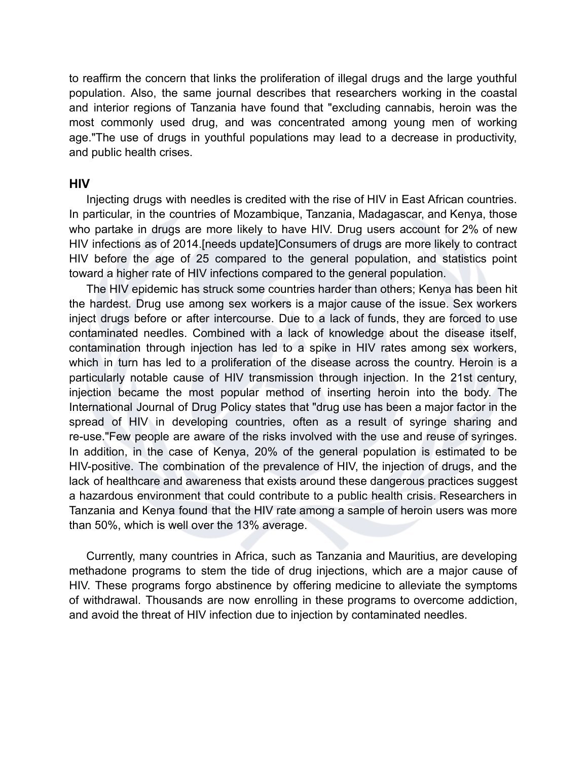to reaffirm the concern that links the proliferation of illegal drugs and the large youthful population. Also, the same journal describes that researchers working in the coastal and interior regions of Tanzania have found that "excluding cannabis, heroin was the most commonly used drug, and was concentrated among young men of working age."The use of drugs in youthful populations may lead to a decrease in productivity, and public health crises.

**HIV**

Injecting drugs with needles is credited with the rise of HIV in East African countries. In particular, in the countries of Mozambique, Tanzania, Madagascar, and Kenya, those who partake in drugs are more likely to have HIV. Drug users account for 2% of new HIV infections as of 2014.[needs update]Consumers of drugs are more likely to contract HIV before the age of 25 compared to the general population, and statistics point toward a higher rate of HIV infections compared to the general population.

The HIV epidemic has struck some countries harder than others; Kenya has been hit the hardest. Drug use among sex workers is a major cause of the issue. Sex workers inject drugs before or after intercourse. Due to a lack of funds, they are forced to use contaminated needles. Combined with a lack of knowledge about the disease itself, contamination through injection has led to a spike in HIV rates among sex workers, which in turn has led to a proliferation of the disease across the country. Heroin is a particularly notable cause of HIV transmission through injection. In the 21st century, injection became the most popular method of inserting heroin into the body. The International Journal of Drug Policy states that "drug use has been a major factor in the spread of HIV in developing countries, often as a result of syringe sharing and re-use."Few people are aware of the risks involved with the use and reuse of syringes. In addition, in the case of Kenya, 20% of the general population is estimated to be HIV-positive. The combination of the prevalence of HIV, the injection of drugs, and the lack of healthcare and awareness that exists around these dangerous practices suggest a hazardous environment that could contribute to a public health crisis. Researchers in Tanzania and Kenya found that the HIV rate among a sample of heroin users was more than 50%, which is well over the 13% average.

Currently, many countries in Africa, such as Tanzania and Mauritius, are developing methadone programs to stem the tide of drug injections, which are a major cause of HIV. These programs forgo abstinence by offering medicine to alleviate the symptoms of withdrawal. Thousands are now enrolling in these programs to overcome addiction, and avoid the threat of HIV infection due to injection by contaminated needles.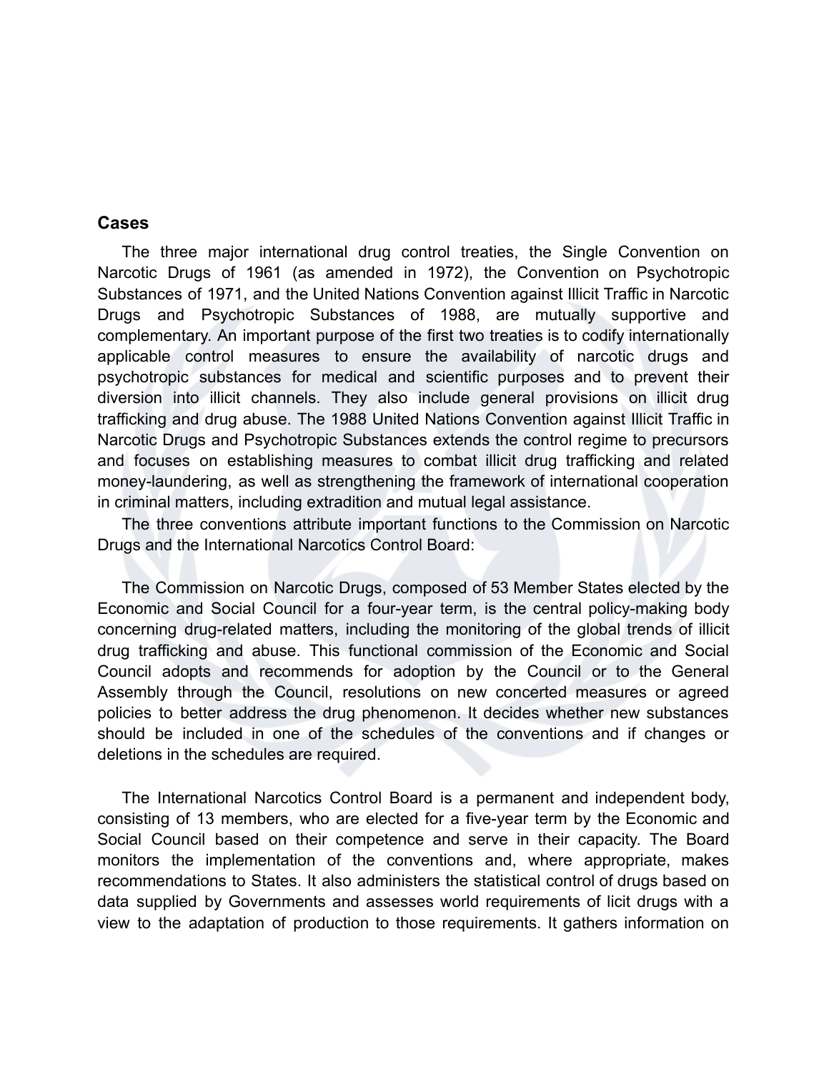## Cases

The three major international drug control treaties, the Single Convention on Narcotic Drugs of 1961 (as amended in 1972), the Convention on Psychotropic Substances of 1971, and the United Nations Convention against Illicit Traffic in Narcotic Drugs and Psychotropic Substances of 1988, are mutually supportive and complementary. An important purpose of the first two treaties is to codify internationally applicable control measures to ensure the availability of narcotic drugs and psychotropic substances for medical and scientific purposes and to prevent their diversion into illicit channels. They also include general provisions on illicit drug trafficking and drug abuse. The 1988 United Nations Convention against Illicit Traffic in Narcotic Drugs and Psychotropic Substances extends the control regime to precursors and focuses on establishing measures to combat illicit drug trafficking and related money-laundering, as well as strengthening the framework of international cooperation in criminal matters, including extradition and mutual legal assistance.

The three conventions attribute important functions to the Commission on Narcotic Drugs and the International Narcotics Control Board:

The Commission on Narcotic Drugs, composed of 53 Member States elected by the Economic and Social Council for a four-year term, is the central policy-making body concerning drug-related matters, including the monitoring of the global trends of illicit drug trafficking and abuse. This functional commission of the Economic and Social Council adopts and recommends for adoption by the Council or to the General Assembly through the Council, resolutions on new concerted measures or agreed policies to better address the drug phenomenon. It decides whether new substances should be included in one of the schedules of the conventions and if changes or deletions in the schedules are required.

The International Narcotics Control Board is a permanent and independent body, consisting of 13 members, who are elected for a five-year term by the Economic and Social Council based on their competence and serve in their capacity. The Board monitors the implementation of the conventions and, where appropriate, makes recommendations to States. It also administers the statistical control of drugs based on data supplied by Governments and assesses world requirements of licit drugs with a view to the adaptation of production to those requirements. It gathers information on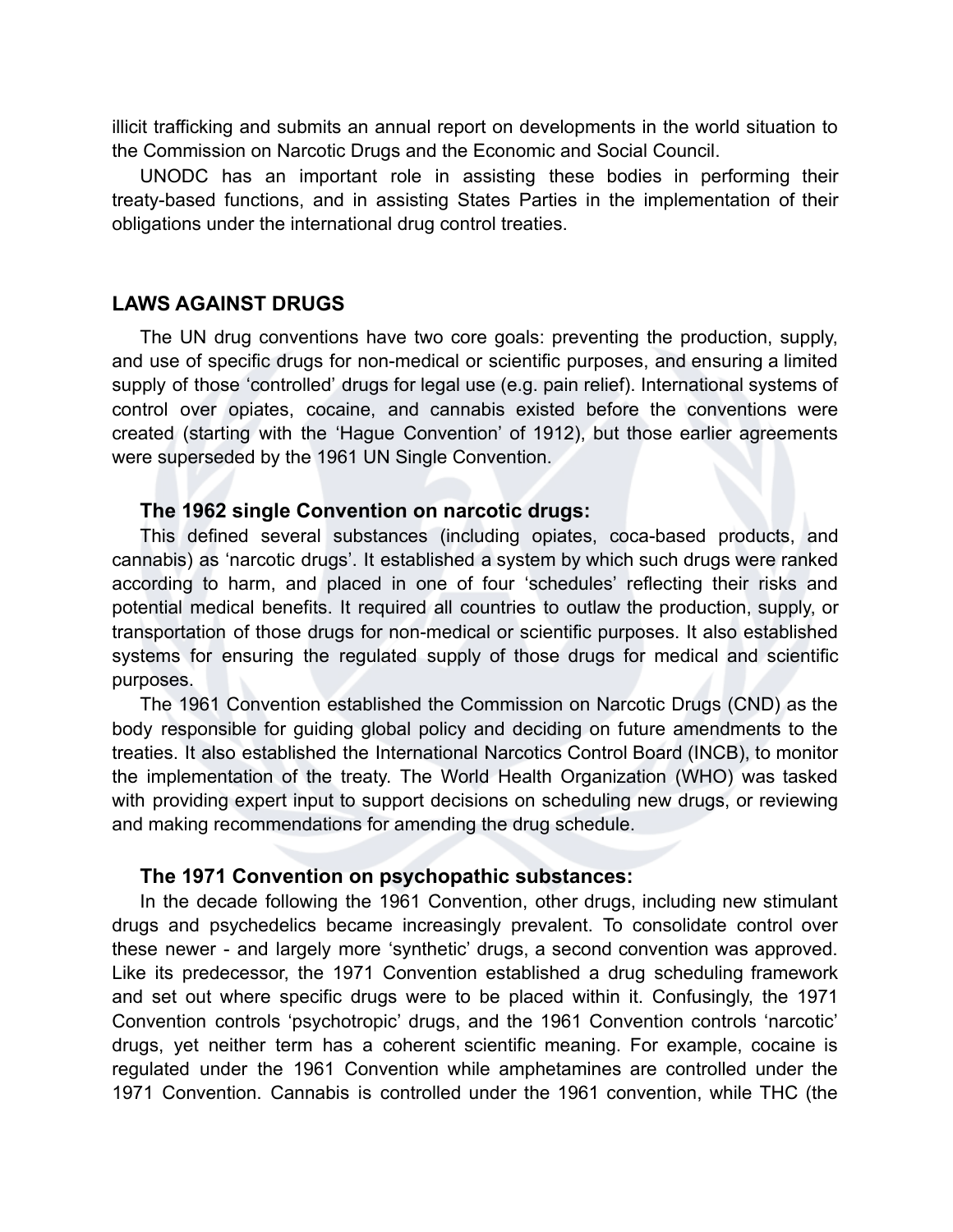illicit trafficking and submits an annual report on developments in the world situation to the Commission on Narcotic Drugs and the Economic and Social Council.

UNODC has an important role in assisting these bodies in performing their treaty-based functions, and in assisting States Parties in the implementation of their obligations under the international drug control treaties.

## LAWS AGAINST DRUGS

The UN drug conventions have two core goals: preventing the production, supply, and use of specific drugs for non-medical or scientific purposes, and ensuring a limited supply of those 'controlled' drugs for legal use (e.g. pain relief). International systems of control over opiates, cocaine, and cannabis existed before the conventions were created (starting with the 'Hague Convention' of 1912), but those earlier agreements were superseded by the 1961 UN Single Convention.

### The 1962 single Convention on narcotic drugs:

This defined several substances (including opiates, coca-based products, and cannabis) as 'narcotic drugs'. It established a system by which such drugs were ranked according to harm, and placed in one of four 'schedules' reflecting their risks and potential medical benefits. It required all countries to outlaw the production, supply, or transportation of those drugs for non-medical or scientific purposes. It also established systems for ensuring the regulated supply of those drugs for medical and scientific purposes.

The 1961 Convention established the Commission on Narcotic Drugs (CND) as the body responsible for guiding global policy and deciding on future amendments to the treaties. It also established the International Narcotics Control Board (INCB), to monitor the implementation of the treaty. The World Health Organization (WHO) was tasked with providing expert input to support decisions on scheduling new drugs, or reviewing and making recommendations for amending the drug schedule.

### The 1971 Convention on psychopathic substances:

In the decade following the 1961 Convention, other drugs, including new stimulant drugs and psychedelics became increasingly prevalent. To consolidate control over these newer - and largely more 'synthetic' drugs, a second convention was approved. Like its predecessor, the 1971 Convention established a drug scheduling framework and set out where specific drugs were to be placed within it. Confusingly, the 1971 Convention controls 'psychotropic' drugs, and the 1961 Convention controls 'narcotic' drugs, yet neither term has a coherent scientific meaning. For example, cocaine is regulated under the 1961 Convention while amphetamines are controlled under the 1971 Convention. Cannabis is controlled under the 1961 convention, while THC (the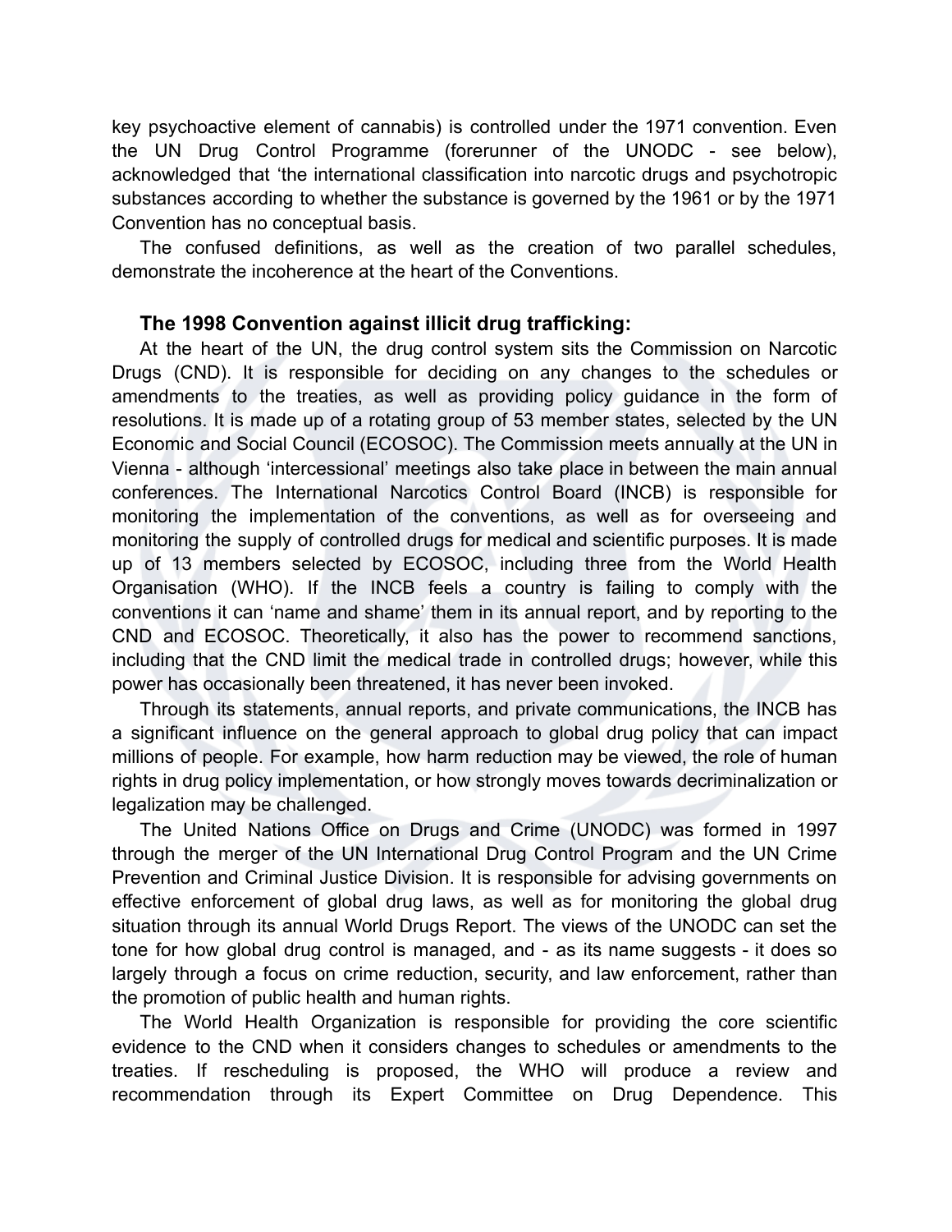key psychoactive element of cannabis) is controlled under the 1971 convention. Even the UN Drug Control Programme (forerunner of the UNODC - see below), acknowledged that ‘the international classification into narcotic drugs and psychotropic substances according to whether the substance is governed by the 1961 or by the 1971 Convention has no conceptual basis.

The confused definitions, as well as the creation of two parallel schedules, demonstrate the incoherence at the heart of the Conventions.

### The 1998 Convention against illicit drug trafficking:

At the heart of the UN, the drug control system sits the Commission on Narcotic Drugs (CND). It is responsible for deciding on any changes to the schedules or amendments to the treaties, as well as providing policy guidance in the form of resolutions. It is made up of a rotating group of 53 member states, selected by the UN Economic and Social Council (ECOSOC). The Commission meets annually at the UN in Vienna - although ‘intercessional’ meetings also take place in between the main annual conferences. The International Narcotics Control Board (INCB) is responsible for monitoring the implementation of the conventions, as well as for overseeing and monitoring the supply of controlled drugs for medical and scientific purposes. It is made up of 13 members selected by ECOSOC, including three from the World Health Organisation (WHO). If the INCB feels a country is failing to comply with the conventions it can ‘name and shame’ them in its annual report, and by reporting to the CND and ECOSOC. Theoretically, it also has the power to recommend sanctions, including that the CND limit the medical trade in controlled drugs; however, while this power has occasionally been threatened, it has never been invoked.

Through its statements, annual reports, and private communications, the INCB has a significant influence on the general approach to global drug policy that can impact millions of people. For example, how harm reduction may be viewed, the role of human rights in drug policy implementation, or how strongly moves towards decriminalization or legalization may be challenged.

The United Nations Office on Drugs and Crime (UNODC) was formed in 1997 through the merger of the UN International Drug Control Program and the UN Crime Prevention and Criminal Justice Division. It is responsible for advising governments on effective enforcement of global drug laws, as well as for monitoring the global drug situation through its annual World Drugs Report. The views of the UNODC can set the tone for how global drug control is managed, and - as its name suggests - it does so largely through a focus on crime reduction, security, and law enforcement, rather than the promotion of public health and human rights.

The World Health Organization is responsible for providing the core scientific evidence to the CND when it considers changes to schedules or amendments to the treaties. If rescheduling is proposed, the WHO will produce a review and recommendation through its Expert Committee on Drug Dependence. This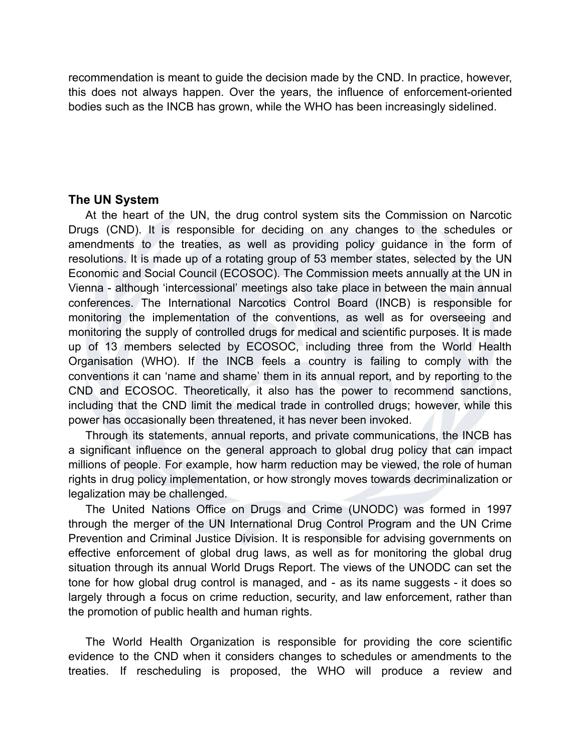recommendation is meant to guide the decision made by the CND. In practice, however, this does not always happen. Over the years, the influence of enforcement-oriented bodies such as the INCB has grown, while the WHO has been increasingly sidelined.

### The UN System

At the heart of the UN, the drug control system sits the Commission on Narcotic Drugs (CND). It is responsible for deciding on any changes to the schedules or amendments to the treaties, as well as providing policy guidance in the form of resolutions. It is made up of a rotating group of 53 member states, selected by the UN Economic and Social Council (ECOSOC). The Commission meets annually at the UN in Vienna - although 'intercessional' meetings also take place in between the main annual conferences. The International Narcotics Control Board (INCB) is responsible for monitoring the implementation of the conventions, as well as for overseeing and monitoring the supply of controlled drugs for medical and scientific purposes. It is made up of 13 members selected by ECOSOC, including three from the World Health Organisation (WHO). If the INCB feels a country is failing to comply with the conventions it can 'name and shame' them in its annual report, and by reporting to the CND and ECOSOC. Theoretically, it also has the power to recommend sanctions, including that the CND limit the medical trade in controlled drugs; however, while this power has occasionally been threatened, it has never been invoked.

Through its statements, annual reports, and private communications, the INCB has a significant influence on the general approach to global drug policy that can impact millions of people. For example, how harm reduction may be viewed, the role of human rights in drug policy implementation, or how strongly moves towards decriminalization or legalization may be challenged.

The United Nations Office on Drugs and Crime (UNODC) was formed in 1997 through the merger of the UN International Drug Control Program and the UN Crime Prevention and Criminal Justice Division. It is responsible for advising governments on effective enforcement of global drug laws, as well as for monitoring the global drug situation through its annual World Drugs Report. The views of the UNODC can set the tone for how global drug control is managed, and - as its name suggests - it does so largely through a focus on crime reduction, security, and law enforcement, rather than the promotion of public health and human rights.

The World Health Organization is responsible for providing the core scientific evidence to the CND when it considers changes to schedules or amendments to the treaties. If rescheduling is proposed, the WHO will produce a review and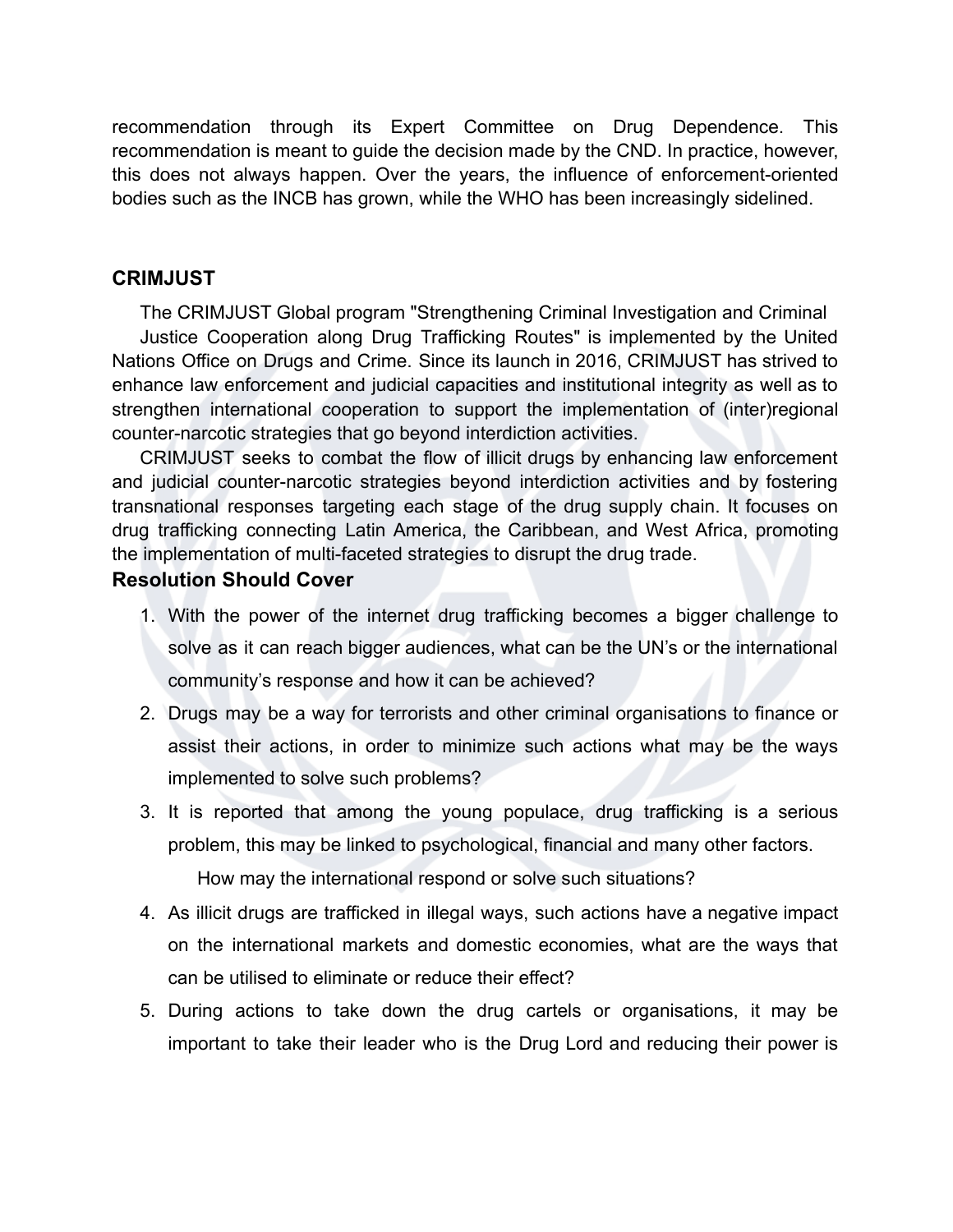recommendation through its Expert Committee on Drug Dependence. This recommendation is meant to guide the decision made by the CND. In practice, however, this does not always happen. Over the years, the influence of enforcement-oriented bodies such as the INCB has grown, while the WHO has been increasingly sidelined.

### CRIMJUST

The CRIMJUST Global program "Strengthening Criminal Investigation and Criminal Justice Cooperation along Drug Trafficking Routes" is implemented by the United Nations Office on Drugs and Crime. Since its launch in 2016, CRIMJUST has strived to enhance law enforcement and judicial capacities and institutional integrity as well as to strengthen international cooperation to support the implementation of (inter)regional counter-narcotic strategies that go beyond interdiction activities.

CRIMJUST seeks to combat the flow of illicit drugs by enhancing law enforcement and judicial counter-narcotic strategies beyond interdiction activities and by fostering transnational responses targeting each stage of the drug supply chain. It focuses on drug trafficking connecting Latin America, the Caribbean, and West Africa, promoting the implementation of multi-faceted strategies to disrupt the drug trade.

### Resolution Should Cover

1. With the power of the internet drug trafficking becomes a bigger challenge to solve as it can reach bigger audiences, what can be the UN's or the international community's response and how it can be achieved?
2. Drugs may be a way for terrorists and other criminal organisations to finance or assist their actions, in order to minimize such actions what may be the ways implemented to solve such problems?
3. It is reported that among the young populace, drug trafficking is a serious problem, this may be linked to psychological, financial and many other factors.

   How may the international respond or solve such situations?
4. As illicit drugs are trafficked in illegal ways, such actions have a negative impact on the international markets and domestic economies, what are the ways that can be utilised to eliminate or reduce their effect?
5. During actions to take down the drug cartels or organisations, it may be important to take their leader who is the Drug Lord and reducing their power is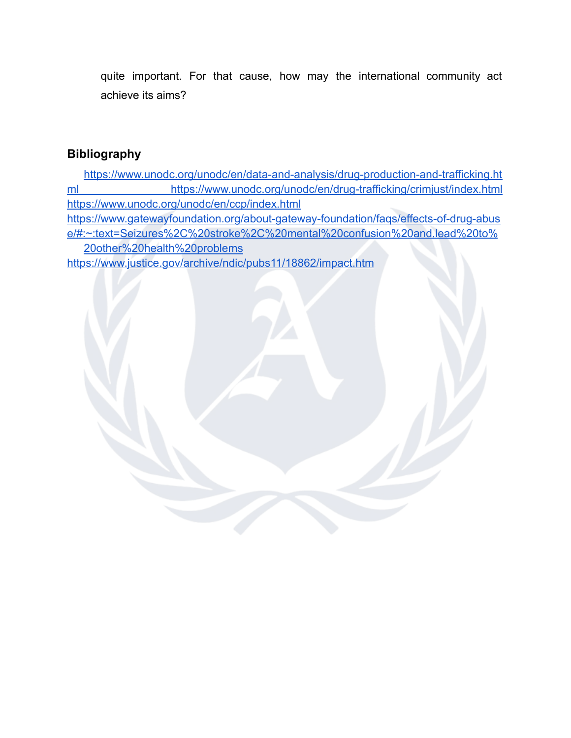quite important. For that cause, how may the international community act achieve its aims?

## Bibliography

https://www.unodc.org/unodc/en/data-and-analysis/drug-production-and-trafficking.html https://www.unodc.org/unodc/en/drug-trafficking/crimjust/index.html
https://www.unodc.org/unodc/en/ccp/index.html
https://www.gatewayfoundation.org/about-gateway-foundation/faqs/effects-of-drug-abuse/#:~:text=Seizures%2C%20stroke%2C%20mental%20confusion%20and,lead%20to%20other%20health%20problems
https://www.justice.gov/archive/ndic/pubs11/18862/impact.htm